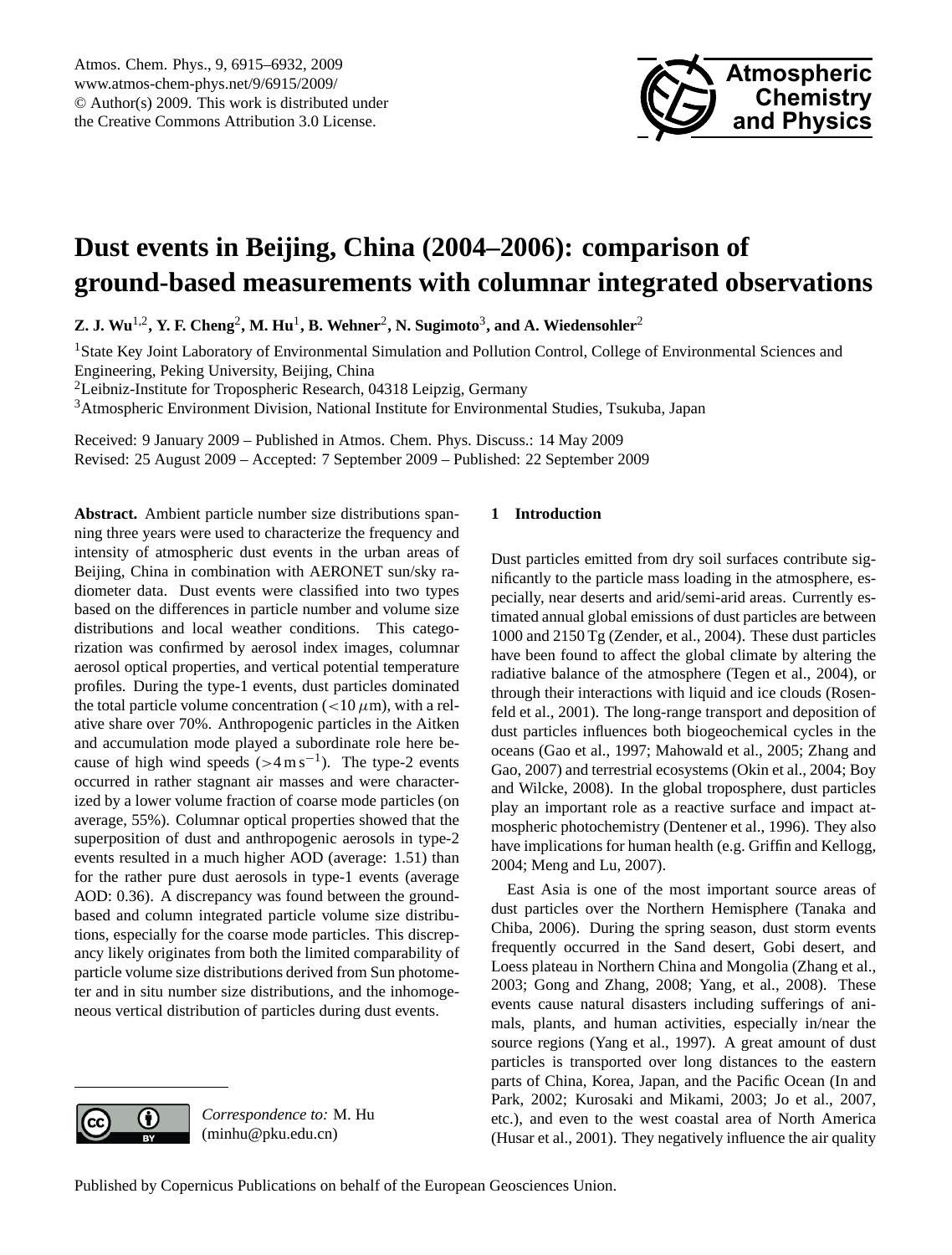# Dust events in Beijing, China (2004–2006): comparison of ground-based measurements with columnar integrated observations

**Z. J. Wu[1,2], Y. F. Cheng[2], M. Hu[1], B. Wehner[2], N. Sugimoto[3], and A. Wiedensohler[2]**

[1]State Key Joint Laboratory of Environmental Simulation and Pollution Control, College of Environmental Sciences and Engineering, Peking University, Beijing, China

[2]Leibniz-Institute for Tropospheric Research, 04318 Leipzig, Germany

[3]Atmospheric Environment Division, National Institute for Environmental Studies, Tsukuba, Japan

Received: 9 January 2009 – Published in Atmos. Chem. Phys. Discuss.: 14 May 2009
Revised: 25 August 2009 – Accepted: 7 September 2009 – Published: 22 September 2009

**Abstract.** Ambient particle number size distributions spanning three years were used to characterize the frequency and intensity of atmospheric dust events in the urban areas of Beijing, China in combination with AERONET sun/sky radiometer data. Dust events were classified into two types based on the differences in particle number and volume size distributions and local weather conditions. This categorization was confirmed by aerosol index images, columnar aerosol optical properties, and vertical potential temperature profiles. During the type-1 events, dust particles dominated the total particle volume concentration ($<10\,\mu$m), with a relative share over 70%. Anthropogenic particles in the Aitken and accumulation mode played a subordinate role here because of high wind speeds ($>4\,\mathrm{m\,s^{-1}}$). The type-2 events occurred in rather stagnant air masses and were characterized by a lower volume fraction of coarse mode particles (on average, 55%). Columnar optical properties showed that the superposition of dust and anthropogenic aerosols in type-2 events resulted in a much higher AOD (average: 1.51) than for the rather pure dust aerosols in type-1 events (average AOD: 0.36). A discrepancy was found between the ground-based and column integrated particle volume size distributions, especially for the coarse mode particles. This discrepancy likely originates from both the limited comparability of particle volume size distributions derived from Sun photometer and in situ number size distributions, and the inhomogeneous vertical distribution of particles during dust events.

*Correspondence to:* M. Hu
(minhu@pku.edu.cn)

## 1 Introduction

Dust particles emitted from dry soil surfaces contribute significantly to the particle mass loading in the atmosphere, especially, near deserts and arid/semi-arid areas. Currently estimated annual global emissions of dust particles are between 1000 and 2150 Tg (Zender, et al., 2004). These dust particles have been found to affect the global climate by altering the radiative balance of the atmosphere (Tegen et al., 2004), or through their interactions with liquid and ice clouds (Rosenfeld et al., 2001). The long-range transport and deposition of dust particles influences both biogeochemical cycles in the oceans (Gao et al., 1997; Mahowald et al., 2005; Zhang and Gao, 2007) and terrestrial ecosystems (Okin et al., 2004; Boy and Wilcke, 2008). In the global troposphere, dust particles play an important role as a reactive surface and impact atmospheric photochemistry (Dentener et al., 1996). They also have implications for human health (e.g. Griffin and Kellogg, 2004; Meng and Lu, 2007).

East Asia is one of the most important source areas of dust particles over the Northern Hemisphere (Tanaka and Chiba, 2006). During the spring season, dust storm events frequently occurred in the Sand desert, Gobi desert, and Loess plateau in Northern China and Mongolia (Zhang et al., 2003; Gong and Zhang, 2008; Yang, et al., 2008). These events cause natural disasters including sufferings of animals, plants, and human activities, especially in/near the source regions (Yang et al., 1997). A great amount of dust particles is transported over long distances to the eastern parts of China, Korea, Japan, and the Pacific Ocean (In and Park, 2002; Kurosaki and Mikami, 2003; Jo et al., 2007, etc.), and even to the west coastal area of North America (Husar et al., 2001). They negatively influence the air quality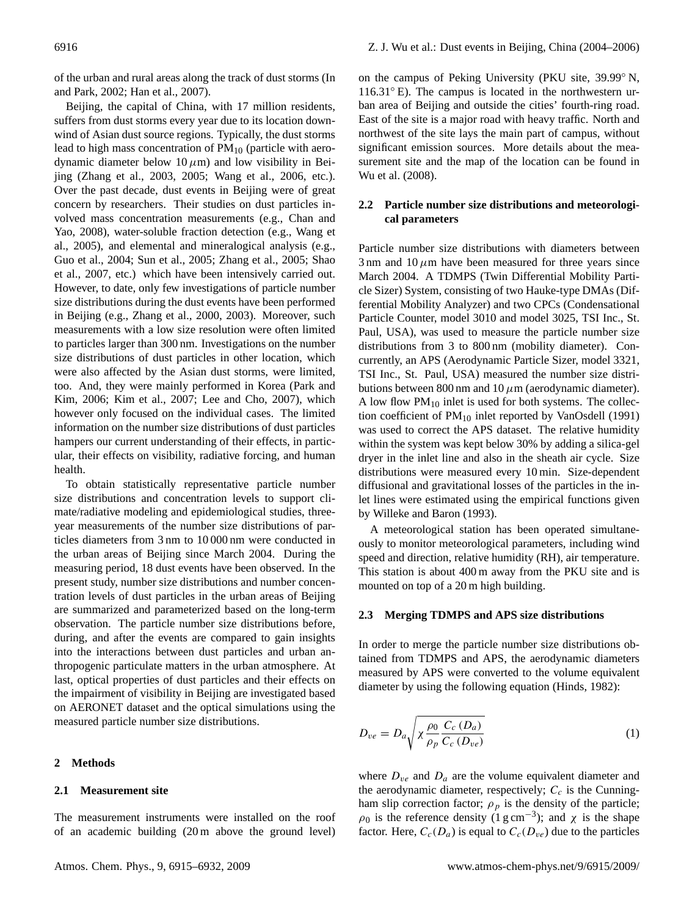of the urban and rural areas along the track of dust storms (In and Park, 2002; Han et al., 2007).

Beijing, the capital of China, with 17 million residents, suffers from dust storms every year due to its location downwind of Asian dust source regions. Typically, the dust storms lead to high mass concentration of $PM_{10}$ (particle with aerodynamic diameter below 10 $\mu$m) and low visibility in Beijing (Zhang et al., 2003, 2005; Wang et al., 2006, etc.). Over the past decade, dust events in Beijing were of great concern by researchers. Their studies on dust particles involved mass concentration measurements (e.g., Chan and Yao, 2008), water-soluble fraction detection (e.g., Wang et al., 2005), and elemental and mineralogical analysis (e.g., Guo et al., 2004; Sun et al., 2005; Zhang et al., 2005; Shao et al., 2007, etc.) which have been intensively carried out. However, to date, only few investigations of particle number size distributions during the dust events have been performed in Beijing (e.g., Zhang et al., 2000, 2003). Moreover, such measurements with a low size resolution were often limited to particles larger than 300 nm. Investigations on the number size distributions of dust particles in other location, which were also affected by the Asian dust storms, were limited, too. And, they were mainly performed in Korea (Park and Kim, 2006; Kim et al., 2007; Lee and Cho, 2007), which however only focused on the individual cases. The limited information on the number size distributions of dust particles hampers our current understanding of their effects, in particular, their effects on visibility, radiative forcing, and human health.

To obtain statistically representative particle number size distributions and concentration levels to support climate/radiative modeling and epidemiological studies, three-year measurements of the number size distributions of particles diameters from 3 nm to 10 000 nm were conducted in the urban areas of Beijing since March 2004. During the measuring period, 18 dust events have been observed. In the present study, number size distributions and number concentration levels of dust particles in the urban areas of Beijing are summarized and parameterized based on the long-term observation. The particle number size distributions before, during, and after the events are compared to gain insights into the interactions between dust particles and urban anthropogenic particulate matters in the urban atmosphere. At last, optical properties of dust particles and their effects on the impairment of visibility in Beijing are investigated based on AERONET dataset and the optical simulations using the measured particle number size distributions.

## 2 Methods

### 2.1 Measurement site

The measurement instruments were installed on the roof of an academic building (20 m above the ground level) on the campus of Peking University (PKU site, 39.99° N, 116.31° E). The campus is located in the northwestern urban area of Beijing and outside the cities' fourth-ring road. East of the site is a major road with heavy traffic. North and northwest of the site lays the main part of campus, without significant emission sources. More details about the measurement site and the map of the location can be found in Wu et al. (2008).

### 2.2 Particle number size distributions and meteorological parameters

Particle number size distributions with diameters between 3 nm and 10 $\mu$m have been measured for three years since March 2004. A TDMPS (Twin Differential Mobility Particle Sizer) System, consisting of two Hauke-type DMAs (Differential Mobility Analyzer) and two CPCs (Condensational Particle Counter, model 3010 and model 3025, TSI Inc., St. Paul, USA), was used to measure the particle number size distributions from 3 to 800 nm (mobility diameter). Concurrently, an APS (Aerodynamic Particle Sizer, model 3321, TSI Inc., St. Paul, USA) measured the number size distributions between 800 nm and 10 $\mu$m (aerodynamic diameter). A low flow $PM_{10}$ inlet is used for both systems. The collection coefficient of $PM_{10}$ inlet reported by VanOsdell (1991) was used to correct the APS dataset. The relative humidity within the system was kept below 30% by adding a silica-gel dryer in the inlet line and also in the sheath air cycle. Size distributions were measured every 10 min. Size-dependent diffusional and gravitational losses of the particles in the inlet lines were estimated using the empirical functions given by Willeke and Baron (1993).

A meteorological station has been operated simultaneously to monitor meteorological parameters, including wind speed and direction, relative humidity (RH), air temperature. This station is about 400 m away from the PKU site and is mounted on top of a 20 m high building.

### 2.3 Merging TDMPS and APS size distributions

In order to merge the particle number size distributions obtained from TDMPS and APS, the aerodynamic diameters measured by APS were converted to the volume equivalent diameter by using the following equation (Hinds, 1982):

$$D_{ve} = D_a \sqrt{\chi \frac{\rho_0}{\rho_p} \frac{C_c(D_a)}{C_c(D_{ve})}} \tag{1}$$

where $D_{ve}$ and $D_a$ are the volume equivalent diameter and the aerodynamic diameter, respectively; $C_c$ is the Cunningham slip correction factor; $\rho_p$ is the density of the particle; $\rho_0$ is the reference density (1 g cm$^{-3}$); and $\chi$ is the shape factor. Here, $C_c(D_a)$ is equal to $C_c(D_{ve})$ due to the particles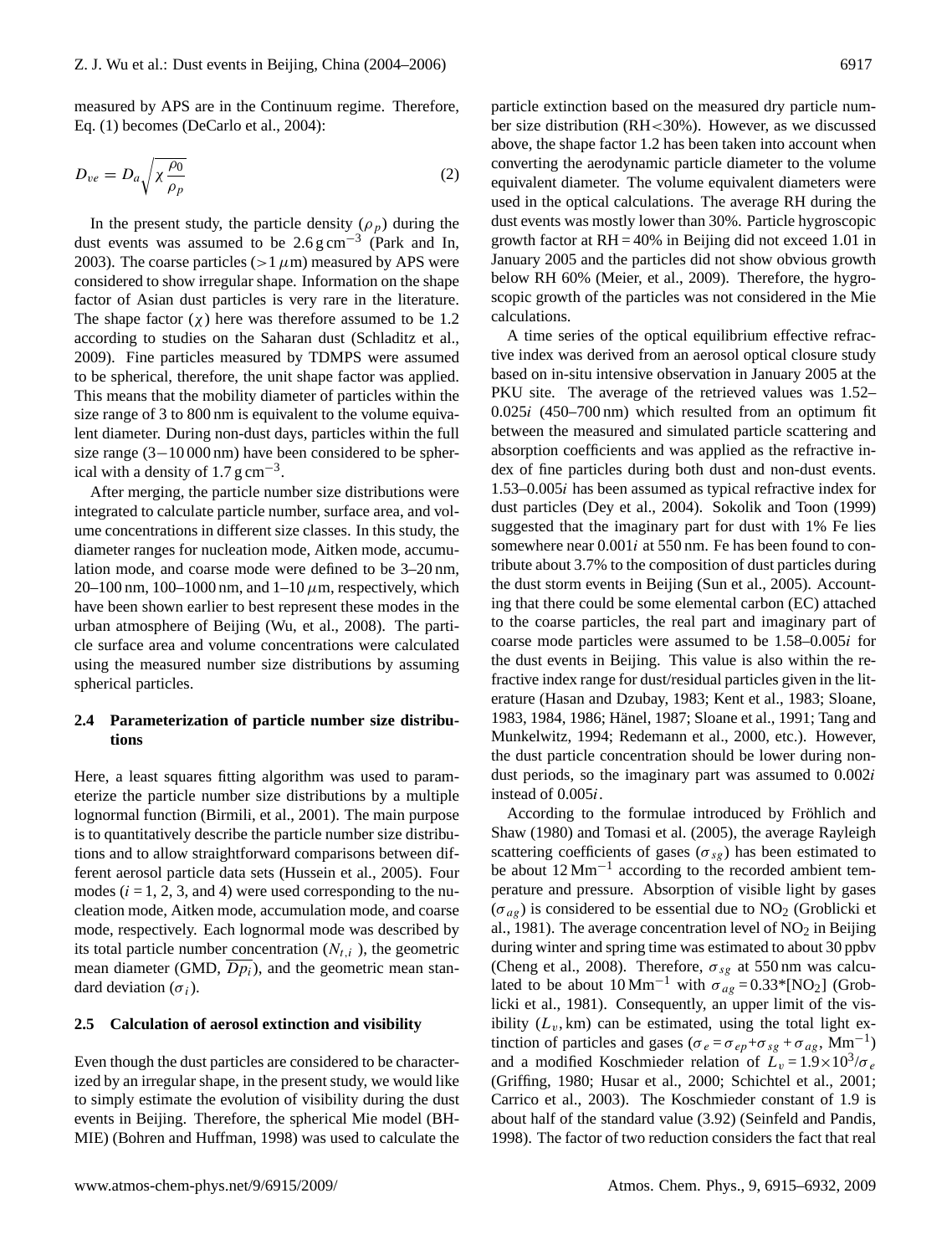measured by APS are in the Continuum regime. Therefore, Eq. (1) becomes (DeCarlo et al., 2004):

$$D_{ve} = D_a \sqrt{\chi \frac{\rho_0}{\rho_p}} \tag{2}$$

In the present study, the particle density ($\rho_p$) during the dust events was assumed to be 2.6 g cm$^{-3}$ (Park and In, 2003). The coarse particles (>1 $\mu$m) measured by APS were considered to show irregular shape. Information on the shape factor of Asian dust particles is very rare in the literature. The shape factor ($\chi$) here was therefore assumed to be 1.2 according to studies on the Saharan dust (Schladitz et al., 2009). Fine particles measured by TDMPS were assumed to be spherical, therefore, the unit shape factor was applied. This means that the mobility diameter of particles within the size range of 3 to 800 nm is equivalent to the volume equivalent diameter. During non-dust days, particles within the full size range (3−10 000 nm) have been considered to be spherical with a density of 1.7 g cm$^{-3}$.

After merging, the particle number size distributions were integrated to calculate particle number, surface area, and volume concentrations in different size classes. In this study, the diameter ranges for nucleation mode, Aitken mode, accumulation mode, and coarse mode were defined to be 3–20 nm, 20–100 nm, 100–1000 nm, and 1–10 $\mu$m, respectively, which have been shown earlier to best represent these modes in the urban atmosphere of Beijing (Wu, et al., 2008). The particle surface area and volume concentrations were calculated using the measured number size distributions by assuming spherical particles.

### 2.4 Parameterization of particle number size distributions

Here, a least squares fitting algorithm was used to parameterize the particle number size distributions by a multiple lognormal function (Birmili, et al., 2001). The main purpose is to quantitatively describe the particle number size distributions and to allow straightforward comparisons between different aerosol particle data sets (Hussein et al., 2005). Four modes ($i$ = 1, 2, 3, and 4) were used corresponding to the nucleation mode, Aitken mode, accumulation mode, and coarse mode, respectively. Each lognormal mode was described by its total particle number concentration ($N_{t,i}$ ), the geometric mean diameter (GMD, $\overline{Dp_i}$), and the geometric mean standard deviation ($\sigma_i$).

### 2.5 Calculation of aerosol extinction and visibility

Even though the dust particles are considered to be characterized by an irregular shape, in the present study, we would like to simply estimate the evolution of visibility during the dust events in Beijing. Therefore, the spherical Mie model (BHMIE) (Bohren and Huffman, 1998) was used to calculate the particle extinction based on the measured dry particle number size distribution (RH<30%). However, as we discussed above, the shape factor 1.2 has been taken into account when converting the aerodynamic particle diameter to the volume equivalent diameter. The volume equivalent diameters were used in the optical calculations. The average RH during the dust events was mostly lower than 30%. Particle hygroscopic growth factor at RH = 40% in Beijing did not exceed 1.01 in January 2005 and the particles did not show obvious growth below RH 60% (Meier, et al., 2009). Therefore, the hygroscopic growth of the particles was not considered in the Mie calculations.

A time series of the optical equilibrium effective refractive index was derived from an aerosol optical closure study based on in-situ intensive observation in January 2005 at the PKU site. The average of the retrieved values was 1.52–0.025$i$ (450–700 nm) which resulted from an optimum fit between the measured and simulated particle scattering and absorption coefficients and was applied as the refractive index of fine particles during both dust and non-dust events. 1.53–0.005$i$ has been assumed as typical refractive index for dust particles (Dey et al., 2004). Sokolik and Toon (1999) suggested that the imaginary part for dust with 1% Fe lies somewhere near 0.001$i$ at 550 nm. Fe has been found to contribute about 3.7% to the composition of dust particles during the dust storm events in Beijing (Sun et al., 2005). Accounting that there could be some elemental carbon (EC) attached to the coarse particles, the real part and imaginary part of coarse mode particles were assumed to be 1.58–0.005$i$ for the dust events in Beijing. This value is also within the refractive index range for dust/residual particles given in the literature (Hasan and Dzubay, 1983; Kent et al., 1983; Sloane, 1983, 1984, 1986; Hänel, 1987; Sloane et al., 1991; Tang and Munkelwitz, 1994; Redemann et al., 2000, etc.). However, the dust particle concentration should be lower during non-dust periods, so the imaginary part was assumed to be 0.002$i$ instead of 0.005$i$.

According to the formulae introduced by Fröhlich and Shaw (1980) and Tomasi et al. (2005), the average Rayleigh scattering coefficients of gases ($\sigma_{sg}$) has been estimated to be about 12 Mm$^{-1}$ according to the recorded ambient temperature and pressure. Absorption of visible light by gases ($\sigma_{ag}$) is considered to be essential due to $NO_2$ (Groblicki et al., 1981). The average concentration level of $NO_2$ in Beijing during winter and spring time was estimated to about 30 ppbv (Cheng et al., 2008). Therefore, $\sigma_{sg}$ at 550 nm was calculated to be about 10 Mm$^{-1}$ with $\sigma_{ag}$ = 0.33*[$NO_2$] (Groblicki et al., 1981). Consequently, an upper limit of the visibility ($L_v$, km) can be estimated, using the total light extinction of particles and gases ($\sigma_e = \sigma_{ep} + \sigma_{sg} + \sigma_{ag}$, Mm$^{-1}$) and a modified Koschmieder relation of $L_v = 1.9 \times 10^3 / \sigma_e$ (Griffing, 1980; Husar et al., 2000; Schichtel et al., 2001; Carrico et al., 2003). The Koschmieder constant of 1.9 is about half of the standard value (3.92) (Seinfeld and Pandis, 1998). The factor of two reduction considers the fact that real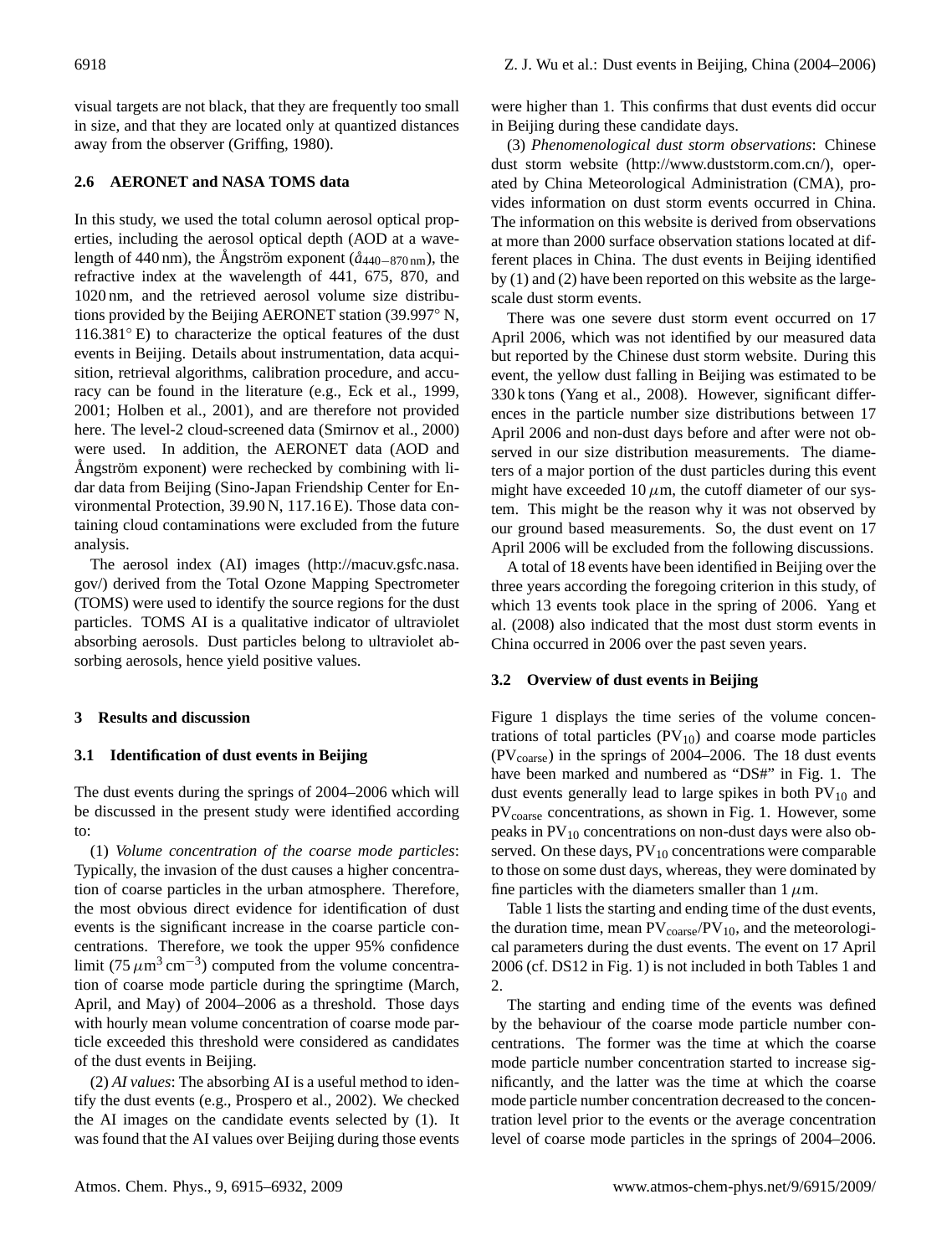visual targets are not black, that they are frequently too small in size, and that they are located only at quantized distances away from the observer (Griffing, 1980).

### 2.6 AERONET and NASA TOMS data

In this study, we used the total column aerosol optical properties, including the aerosol optical depth (AOD at a wavelength of 440 nm), the Ångström exponent ($\mathring{a}_{440-870\,\text{nm}}$), the refractive index at the wavelength of 441, 675, 870, and 1020 nm, and the retrieved aerosol volume size distributions provided by the Beijing AERONET station (39.997° N, 116.381° E) to characterize the optical features of the dust events in Beijing. Details about instrumentation, data acquisition, retrieval algorithms, calibration procedure, and accuracy can be found in the literature (e.g., Eck et al., 1999, 2001; Holben et al., 2001), and are therefore not provided here. The level-2 cloud-screened data (Smirnov et al., 2000) were used. In addition, the AERONET data (AOD and Ångström exponent) were rechecked by combining with lidar data from Beijing (Sino-Japan Friendship Center for Environmental Protection, 39.90 N, 117.16 E). Those data containing cloud contaminations were excluded from the future analysis.

The aerosol index (AI) images (http://macuv.gsfc.nasa.gov/) derived from the Total Ozone Mapping Spectrometer (TOMS) were used to identify the source regions for the dust particles. TOMS AI is a qualitative indicator of ultraviolet absorbing aerosols. Dust particles belong to ultraviolet absorbing aerosols, hence yield positive values.

## 3 Results and discussion

### 3.1 Identification of dust events in Beijing

The dust events during the springs of 2004–2006 which will be discussed in the present study were identified according to:

(1) *Volume concentration of the coarse mode particles*: Typically, the invasion of the dust causes a higher concentration of coarse particles in the urban atmosphere. Therefore, the most obvious direct evidence for identification of dust events is the significant increase in the coarse particle concentrations. Therefore, we took the upper 95% confidence limit (75 $\mu\text{m}^3\,\text{cm}^{-3}$) computed from the volume concentration of coarse mode particle during the springtime (March, April, and May) of 2004–2006 as a threshold. Those days with hourly mean volume concentration of coarse mode particle exceeded this threshold were considered as candidates of the dust events in Beijing.

(2) *AI values*: The absorbing AI is a useful method to identify the dust events (e.g., Prospero et al., 2002). We checked the AI images on the candidate events selected by (1). It was found that the AI values over Beijing during those events were higher than 1. This confirms that dust events did occur in Beijing during these candidate days.

(3) *Phenomenological dust storm observations*: Chinese dust storm website (http://www.duststorm.com.cn/), operated by China Meteorological Administration (CMA), provides information on dust storm events occurred in China. The information on this website is derived from observations at more than 2000 surface observation stations located at different places in China. The dust events in Beijing identified by (1) and (2) have been reported on this website as the large-scale dust storm events.

There was one severe dust storm event occurred on 17 April 2006, which was not identified by our measured data but reported by the Chinese dust storm website. During this event, the yellow dust falling in Beijing was estimated to be 330 k tons (Yang et al., 2008). However, significant differences in the particle number size distributions between 17 April 2006 and non-dust days before and after were not observed in our size distribution measurements. The diameters of a major portion of the dust particles during this event might have exceeded 10 $\mu$m, the cutoff diameter of our system. This might be the reason why it was not observed by our ground based measurements. So, the dust event on 17 April 2006 will be excluded from the following discussions.

A total of 18 events have been identified in Beijing over the three years according the foregoing criterion in this study, of which 13 events took place in the spring of 2006. Yang et al. (2008) also indicated that the most dust storm events in China occurred in 2006 over the past seven years.

### 3.2 Overview of dust events in Beijing

Figure 1 displays the time series of the volume concentrations of total particles ($\text{PV}_{10}$) and coarse mode particles ($\text{PV}_{\text{coarse}}$) in the springs of 2004–2006. The 18 dust events have been marked and numbered as "DS#" in Fig. 1. The dust events generally lead to large spikes in both $\text{PV}_{10}$ and $\text{PV}_{\text{coarse}}$ concentrations, as shown in Fig. 1. However, some peaks in $\text{PV}_{10}$ concentrations on non-dust days were also observed. On these days, $\text{PV}_{10}$ concentrations were comparable to those on some dust days, whereas, they were dominated by fine particles with the diameters smaller than 1 $\mu$m.

Table 1 lists the starting and ending time of the dust events, the duration time, mean $\text{PV}_{\text{coarse}}/\text{PV}_{10}$, and the meteorological parameters during the dust events. The event on 17 April 2006 (cf. DS12 in Fig. 1) is not included in both Tables 1 and 2.

The starting and ending time of the events was defined by the behaviour of the coarse mode particle number concentrations. The former was the time at which the coarse mode particle number concentration started to increase significantly, and the latter was the time at which the coarse mode particle number concentration decreased to the concentration level prior to the events or the average concentration level of coarse mode particles in the springs of 2004–2006.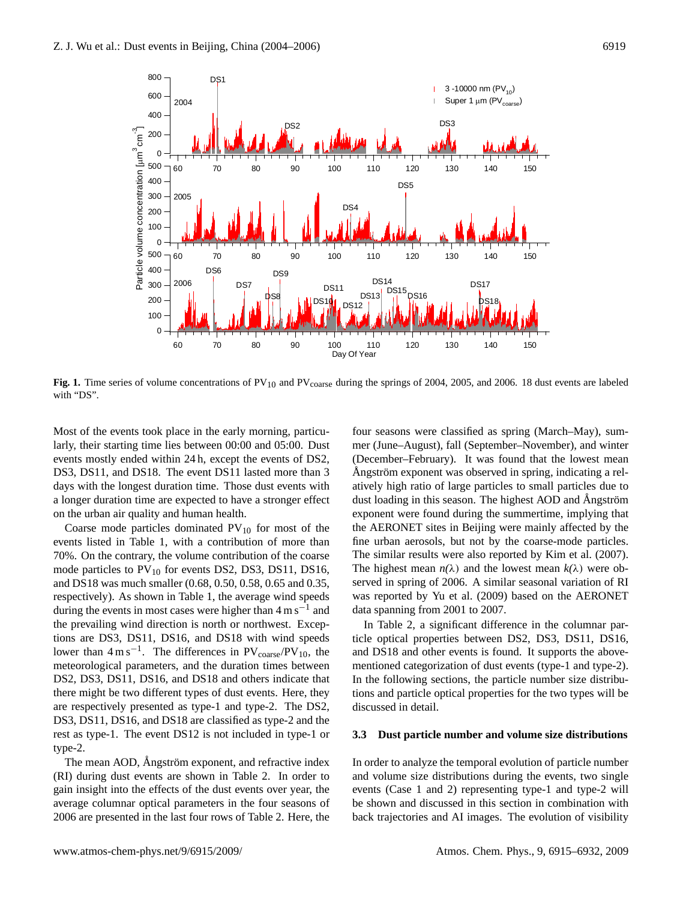**Fig. 1.** Time series of volume concentrations of $PV_{10}$ and $PV_{coarse}$ during the springs of 2004, 2005, and 2006. 18 dust events are labeled with "DS".

Most of the events took place in the early morning, particularly, their starting time lies between 00:00 and 05:00. Dust events mostly ended within 24 h, except the events of DS2, DS3, DS11, and DS18. The event DS11 lasted more than 3 days with the longest duration time. Those dust events with a longer duration time are expected to have a stronger effect on the urban air quality and human health.

Coarse mode particles dominated $PV_{10}$ for most of the events listed in Table 1, with a contribution of more than 70%. On the contrary, the volume contribution of the coarse mode particles to $PV_{10}$ for events DS2, DS3, DS11, DS16, and DS18 was much smaller (0.68, 0.50, 0.58, 0.65 and 0.35, respectively). As shown in Table 1, the average wind speeds during the events in most cases were higher than $4\,m\,s^{-1}$ and the prevailing wind direction is north or northwest. Exceptions are DS3, DS11, DS16, and DS18 with wind speeds lower than $4\,m\,s^{-1}$. The differences in $PV_{coarse}/PV_{10}$, the meteorological parameters, and the duration times between DS2, DS3, DS11, DS16, and DS18 and others indicate that there might be two different types of dust events. Here, they are respectively presented as type-1 and type-2. The DS2, DS3, DS11, DS16, and DS18 are classified as type-2 and the rest as type-1. The event DS12 is not included in type-1 or type-2.

The mean AOD, Ångström exponent, and refractive index (RI) during dust events are shown in Table 2. In order to gain insight into the effects of the dust events over year, the average columnar optical parameters in the four seasons of 2006 are presented in the last four rows of Table 2. Here, the four seasons were classified as spring (March–May), summer (June–August), fall (September–November), and winter (December–February). It was found that the lowest mean Ångström exponent was observed in spring, indicating a relatively high ratio of large particles to small particles due to dust loading in this season. The highest AOD and Ångström exponent were found during the summertime, implying that the AERONET sites in Beijing were mainly affected by the fine urban aerosols, but not by the coarse-mode particles. The similar results were also reported by Kim et al. (2007). The highest mean $n(\lambda)$ and the lowest mean $k(\lambda)$ were observed in spring of 2006. A similar seasonal variation of RI was reported by Yu et al. (2009) based on the AERONET data spanning from 2001 to 2007.

In Table 2, a significant difference in the columnar particle optical properties between DS2, DS3, DS11, DS16, and DS18 and other events is found. It supports the above-mentioned categorization of dust events (type-1 and type-2). In the following sections, the particle number size distributions and particle optical properties for the two types will be discussed in detail.

### 3.3 Dust particle number and volume size distributions

In order to analyze the temporal evolution of particle number and volume size distributions during the events, two single events (Case 1 and 2) representing type-1 and type-2 will be shown and discussed in this section in combination with back trajectories and AI images. The evolution of visibility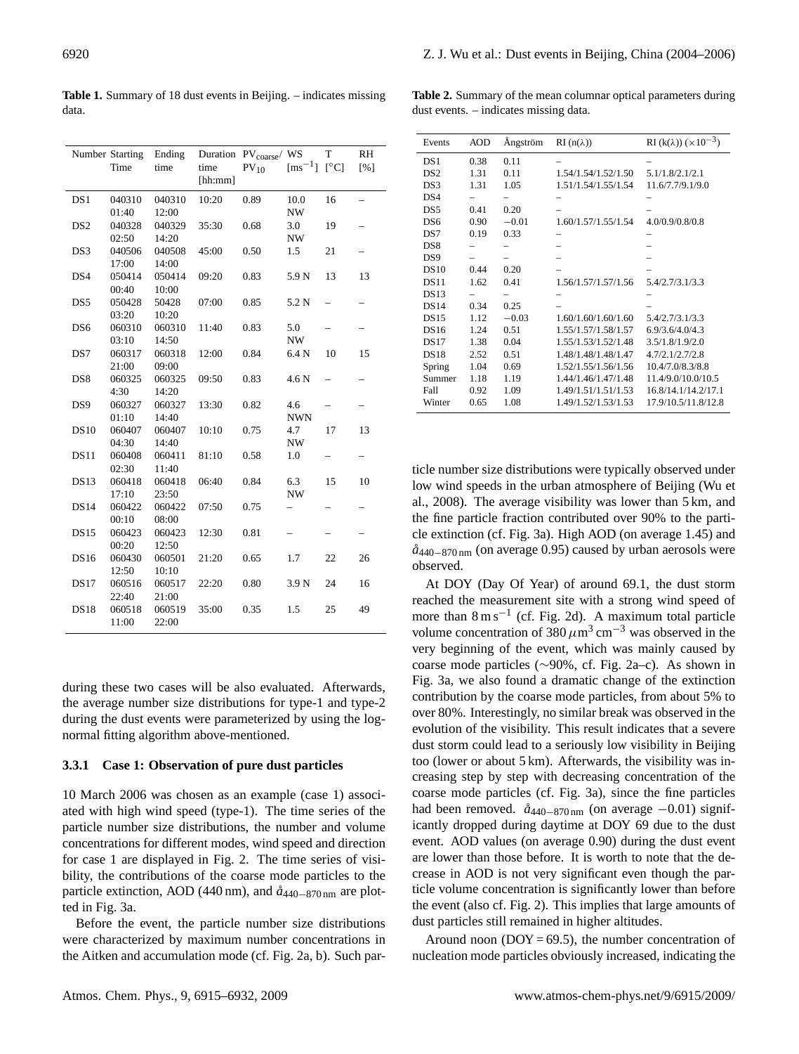**Table 1.** Summary of 18 dust events in Beijing. – indicates missing data.

| Number | Starting Time | Ending time | Duration time [hh:mm] | $PV_{coarse}$/ $PV_{10}$ | WS [$ms^{-1}$] | T [°C] | RH [%] |
|---|---|---|---|---|---|---|---|
| DS1 | 040310 01:40 | 040310 12:00 | 10:20 | 0.89 | 10.0 NW | 16 | – |
| DS2 | 040328 02:50 | 040329 14:20 | 35:30 | 0.68 | 3.0 NW | 19 | – |
| DS3 | 040506 17:00 | 040508 14:00 | 45:00 | 0.50 | 1.5 | 21 | – |
| DS4 | 050414 00:40 | 050414 10:00 | 09:20 | 0.83 | 5.9 N | 13 | 13 |
| DS5 | 050428 03:20 | 50428 10:20 | 07:00 | 0.85 | 5.2 N | – | – |
| DS6 | 060310 03:10 | 060310 14:50 | 11:40 | 0.83 | 5.0 NW | – | – |
| DS7 | 060317 21:00 | 060318 09:00 | 12:00 | 0.84 | 6.4 N | 10 | 15 |
| DS8 | 060325 4:30 | 060325 14:20 | 09:50 | 0.83 | 4.6 N | – | – |
| DS9 | 060327 01:10 | 060327 14:40 | 13:30 | 0.82 | 4.6 NWN | – | – |
| DS10 | 060407 04:30 | 060407 14:40 | 10:10 | 0.75 | 4.7 NW | 17 | 13 |
| DS11 | 060408 02:30 | 060411 11:40 | 81:10 | 0.58 | 1.0 | – | – |
| DS13 | 060418 17:10 | 060418 23:50 | 06:40 | 0.84 | 6.3 NW | 15 | 10 |
| DS14 | 060422 00:10 | 060422 08:00 | 07:50 | 0.75 | – | – | – |
| DS15 | 060423 00:20 | 060423 12:50 | 12:30 | 0.81 | – | – | – |
| DS16 | 060430 12:50 | 060501 10:10 | 21:20 | 0.65 | 1.7 | 22 | 26 |
| DS17 | 060516 22:40 | 060517 21:00 | 22:20 | 0.80 | 3.9 N | 24 | 16 |
| DS18 | 060518 11:00 | 060519 22:00 | 35:00 | 0.35 | 1.5 | 25 | 49 |

**Table 2.** Summary of the mean columnar optical parameters during dust events. – indicates missing data.

| Events | AOD | Ångström | RI ($n(\lambda)$) | RI ($k(\lambda)$) ($\times10^{-3}$) |
|---|---|---|---|---|
| DS1 | 0.38 | 0.11 | – | – |
| DS2 | 1.31 | 0.11 | 1.54/1.54/1.52/1.50 | 5.1/1.8/2.1/2.1 |
| DS3 | 1.31 | 1.05 | 1.51/1.54/1.55/1.54 | 11.6/7.7/9.1/9.0 |
| DS4 | – | – | – | – |
| DS5 | 0.41 | 0.20 | – | – |
| DS6 | 0.90 | −0.01 | 1.60/1.57/1.55/1.54 | 4.0/0.9/0.8/0.8 |
| DS7 | 0.19 | 0.33 | – | – |
| DS8 | – | – | – | – |
| DS9 | – | – | – | – |
| DS10 | 0.44 | 0.20 | – | – |
| DS11 | 1.62 | 0.41 | 1.56/1.57/1.57/1.56 | 5.4/2.7/3.1/3.3 |
| DS13 | – | – | – | – |
| DS14 | 0.34 | 0.25 | – | – |
| DS15 | 1.12 | −0.03 | 1.60/1.60/1.60/1.60 | 5.4/2.7/3.1/3.3 |
| DS16 | 1.24 | 0.51 | 1.55/1.57/1.58/1.57 | 6.9/3.6/4.0/4.3 |
| DS17 | 1.38 | 0.04 | 1.55/1.53/1.52/1.48 | 3.5/1.8/1.9/2.0 |
| DS18 | 2.52 | 0.51 | 1.48/1.48/1.48/1.47 | 4.7/2.1/2.7/2.8 |
| Spring | 1.04 | 0.69 | 1.52/1.55/1.56/1.56 | 10.4/7.0/8.3/8.8 |
| Summer | 1.18 | 1.19 | 1.44/1.46/1.47/1.48 | 11.4/9.0/10.0/10.5 |
| Fall | 0.92 | 1.09 | 1.49/1.51/1.51/1.53 | 16.8/14.1/14.2/17.1 |
| Winter | 0.65 | 1.08 | 1.49/1.52/1.53/1.53 | 17.9/10.5/11.8/12.8 |

during these two cases will be also evaluated. Afterwards, the average number size distributions for type-1 and type-2 during the dust events were parameterized by using the log-normal fitting algorithm above-mentioned.

### 3.3.1 Case 1: Observation of pure dust particles

10 March 2006 was chosen as an example (case 1) associated with high wind speed (type-1). The time series of the particle number size distributions, the number and volume concentrations for different modes, wind speed and direction for case 1 are displayed in Fig. 2. The time series of visibility, the contributions of the coarse mode particles to the particle extinction, AOD (440 nm), and $\mathring{a}_{440-870\,\mathrm{nm}}$ are plotted in Fig. 3a.

Before the event, the particle number size distributions were characterized by maximum number concentrations in the Aitken and accumulation mode (cf. Fig. 2a, b). Such particle number size distributions were typically observed under low wind speeds in the urban atmosphere of Beijing (Wu et al., 2008). The average visibility was lower than 5 km, and the fine particle fraction contributed over 90% to the particle extinction (cf. Fig. 3a). High AOD (on average 1.45) and $\mathring{a}_{440-870\,\mathrm{nm}}$ (on average 0.95) caused by urban aerosols were observed.

At DOY (Day Of Year) of around 69.1, the dust storm reached the measurement site with a strong wind speed of more than $8\,\mathrm{m\,s^{-1}}$ (cf. Fig. 2d). A maximum total particle volume concentration of $380\,\mu\mathrm{m}^3\,\mathrm{cm}^{-3}$ was observed in the very beginning of the event, which was mainly caused by coarse mode particles (∼90%, cf. Fig. 2a–c). As shown in Fig. 3a, we also found a dramatic change of the extinction contribution by the coarse mode particles, from about 5% to over 80%. Interestingly, no similar break was observed in the evolution of the visibility. This result indicates that a severe dust storm could lead to a seriously low visibility in Beijing too (lower or about 5 km). Afterwards, the visibility was increasing step by step with decreasing concentration of the coarse mode particles (cf. Fig. 3a), since the fine particles had been removed. $\mathring{a}_{440-870\,\mathrm{nm}}$ (on average −0.01) significantly dropped during daytime at DOY 69 due to the dust event. AOD values (on average 0.90) during the dust event are lower than those before. It is worth to note that the decrease in AOD is not very significant even though the particle volume concentration is significantly lower than before the event (also cf. Fig. 2). This implies that large amounts of dust particles still remained in higher altitudes.

Around noon (DOY = 69.5), the number concentration of nucleation mode particles obviously increased, indicating the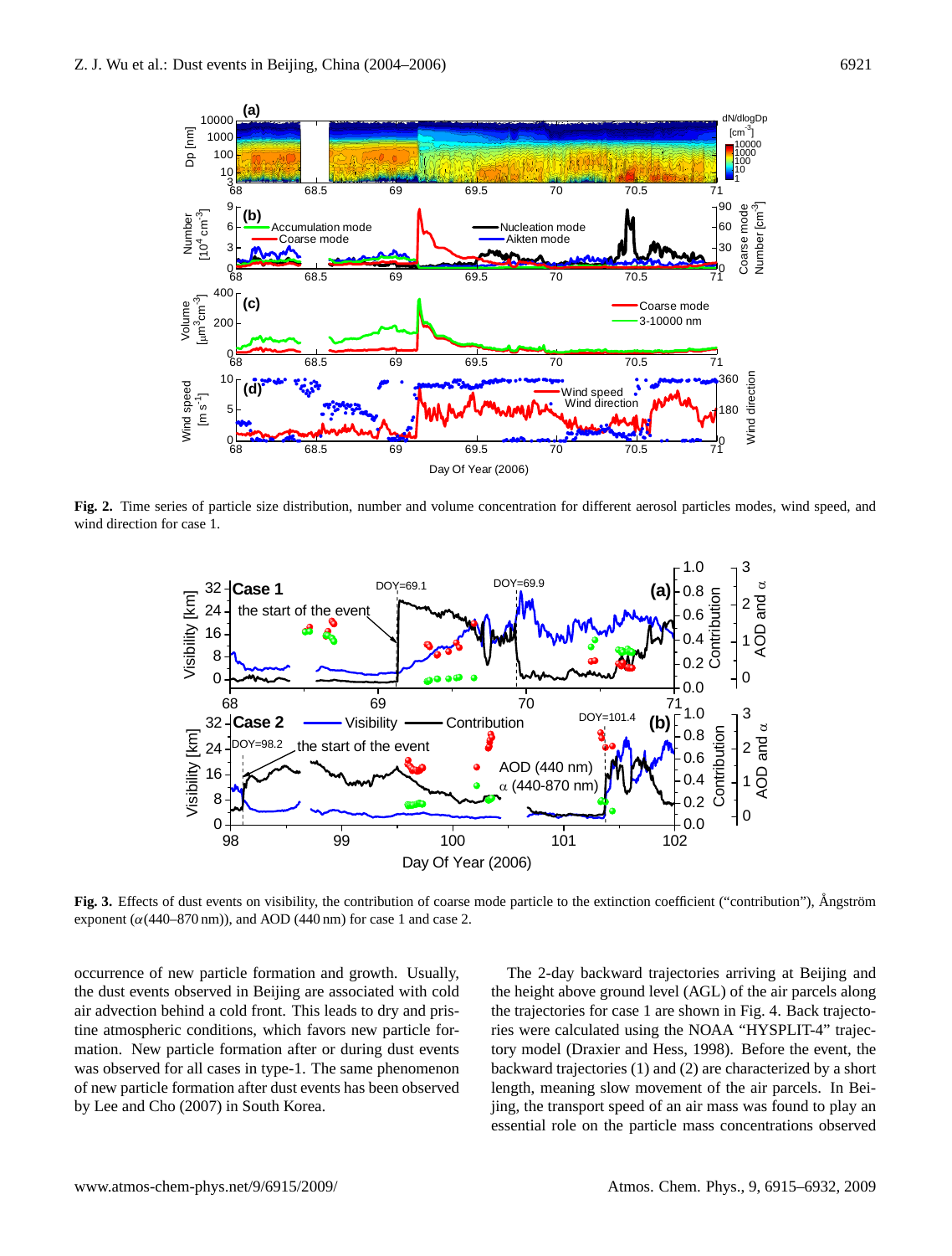**Fig. 2.** Time series of particle size distribution, number and volume concentration for different aerosol particles modes, wind speed, and wind direction for case 1.

**Fig. 3.** Effects of dust events on visibility, the contribution of coarse mode particle to the extinction coefficient ("contribution"), Ångström exponent ($\alpha$(440–870 nm)), and AOD (440 nm) for case 1 and case 2.

occurrence of new particle formation and growth. Usually, the dust events observed in Beijing are associated with cold air advection behind a cold front. This leads to dry and pristine atmospheric conditions, which favors new particle formation. New particle formation after or during dust events was observed for all cases in type-1. The same phenomenon of new particle formation after dust events has been observed by Lee and Cho (2007) in South Korea.

The 2-day backward trajectories arriving at Beijing and the height above ground level (AGL) of the air parcels along the trajectories for case 1 are shown in Fig. 4. Back trajectories were calculated using the NOAA "HYSPLIT-4" trajectory model (Draxier and Hess, 1998). Before the event, the backward trajectories (1) and (2) are characterized by a short length, meaning slow movement of the air parcels. In Beijing, the transport speed of an air mass was found to play an essential role on the particle mass concentrations observed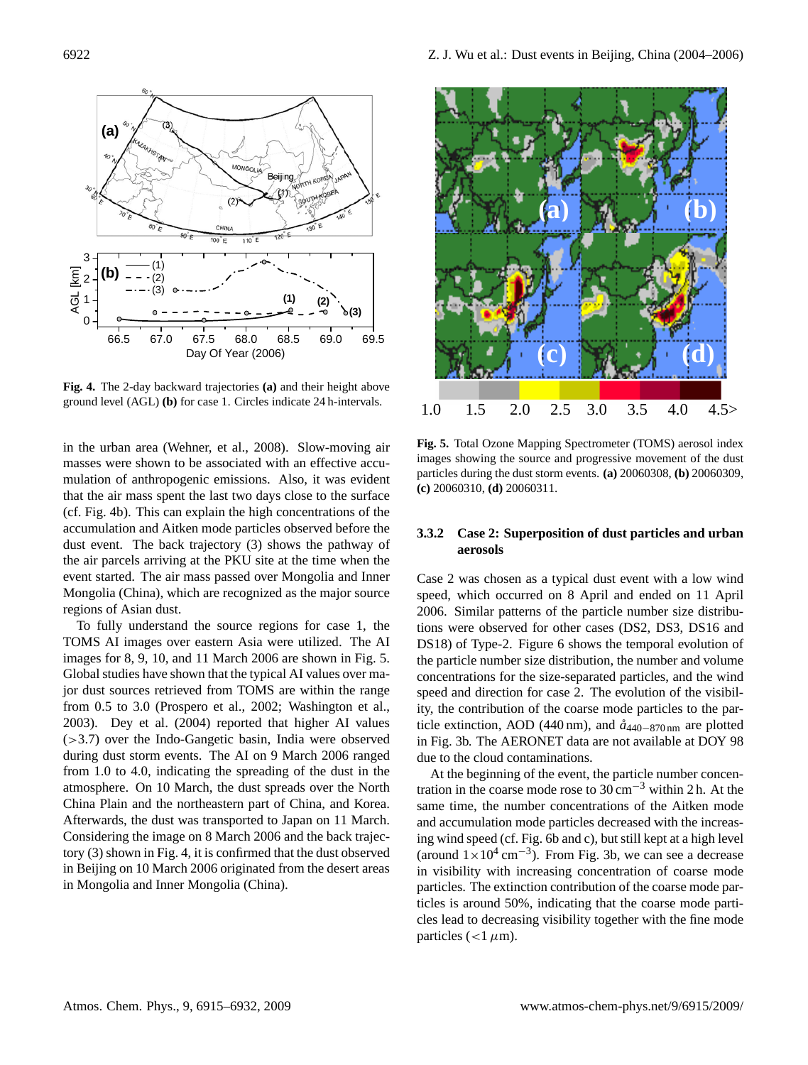**Fig. 4.** The 2-day backward trajectories **(a)** and their height above ground level (AGL) **(b)** for case 1. Circles indicate 24 h-intervals.

in the urban area (Wehner, et al., 2008). Slow-moving air masses were shown to be associated with an effective accumulation of anthropogenic emissions. Also, it was evident that the air mass spent the last two days close to the surface (cf. Fig. 4b). This can explain the high concentrations of the accumulation and Aitken mode particles observed before the dust event. The back trajectory (3) shows the pathway of the air parcels arriving at the PKU site at the time when the event started. The air mass passed over Mongolia and Inner Mongolia (China), which are recognized as the major source regions of Asian dust.

To fully understand the source regions for case 1, the TOMS AI images over eastern Asia were utilized. The AI images for 8, 9, 10, and 11 March 2006 are shown in Fig. 5. Global studies have shown that the typical AI values over major dust sources retrieved from TOMS are within the range from 0.5 to 3.0 (Prospero et al., 2002; Washington et al., 2003). Dey et al. (2004) reported that higher AI values (>3.7) over the Indo-Gangetic basin, India were observed during dust storm events. The AI on 9 March 2006 ranged from 1.0 to 4.0, indicating the spreading of the dust in the atmosphere. On 10 March, the dust spreads over the North China Plain and the northeastern part of China, and Korea. Afterwards, the dust was transported to Japan on 11 March. Considering the image on 8 March 2006 and the back trajectory (3) shown in Fig. 4, it is confirmed that the dust observed in Beijing on 10 March 2006 originated from the desert areas in Mongolia and Inner Mongolia (China).

**Fig. 5.** Total Ozone Mapping Spectrometer (TOMS) aerosol index images showing the source and progressive movement of the dust particles during the dust storm events. **(a)** 20060308, **(b)** 20060309, **(c)** 20060310, **(d)** 20060311.

#### 3.3.2 Case 2: Superposition of dust particles and urban aerosols

Case 2 was chosen as a typical dust event with a low wind speed, which occurred on 8 April and ended on 11 April 2006. Similar patterns of the particle number size distributions were observed for other cases (DS2, DS3, DS16 and DS18) of Type-2. Figure 6 shows the temporal evolution of the particle number size distribution, the number and volume concentrations for the size-separated particles, and the wind speed and direction for case 2. The evolution of the visibility, the contribution of the coarse mode particles to the particle extinction, AOD (440 nm), and $\mathring{a}_{440-870\,\mathrm{nm}}$ are plotted in Fig. 3b. The AERONET data are not available at DOY 98 due to the cloud contaminations.

At the beginning of the event, the particle number concentration in the coarse mode rose to 30 $\mathrm{cm}^{-3}$ within 2 h. At the same time, the number concentrations of the Aitken mode and accumulation mode particles decreased with the increasing wind speed (cf. Fig. 6b and c), but still kept at a high level (around $1\times10^4$ $\mathrm{cm}^{-3}$). From Fig. 3b, we can see a decrease in visibility with increasing concentration of coarse mode particles. The extinction contribution of the coarse mode particles is around 50%, indicating that the coarse mode particles lead to decreasing visibility together with the fine mode particles (<1 $\mu$m).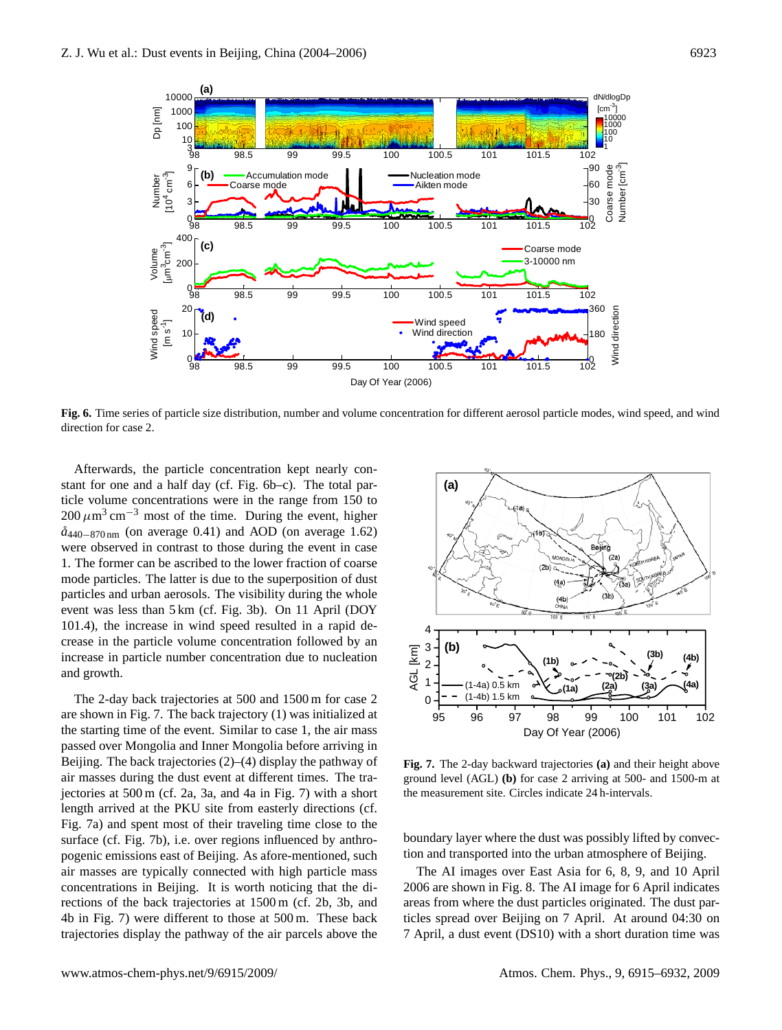**Fig. 6.** Time series of particle size distribution, number and volume concentration for different aerosol particle modes, wind speed, and wind direction for case 2.

Afterwards, the particle concentration kept nearly constant for one and a half day (cf. Fig. 6b–c). The total particle volume concentrations were in the range from 150 to 200 $\mu$m$^3$ cm$^{-3}$ most of the time. During the event, higher $\mathring{a}_{440-870\,\mathrm{nm}}$ (on average 0.41) and AOD (on average 1.62) were observed in contrast to those during the event in case 1. The former can be ascribed to the lower fraction of coarse mode particles. The latter is due to the superposition of dust particles and urban aerosols. The visibility during the whole event was less than 5 km (cf. Fig. 3b). On 11 April (DOY 101.4), the increase in wind speed resulted in a rapid decrease in the particle volume concentration followed by an increase in particle number concentration due to nucleation and growth.

The 2-day back trajectories at 500 and 1500 m for case 2 are shown in Fig. 7. The back trajectory (1) was initialized at the starting time of the event. Similar to case 1, the air mass passed over Mongolia and Inner Mongolia before arriving in Beijing. The back trajectories (2)–(4) display the pathway of air masses during the dust event at different times. The trajectories at 500 m (cf. 2a, 3a, and 4a in Fig. 7) with a short length arrived at the PKU site from easterly directions (cf. Fig. 7a) and spent most of their traveling time close to the surface (cf. Fig. 7b), i.e. over regions influenced by anthropogenic emissions east of Beijing. As afore-mentioned, such air masses are typically connected with high particle mass concentrations in Beijing. It is worth noticing that the directions of the back trajectories at 1500 m (cf. 2b, 3b, and 4b in Fig. 7) were different to those at 500 m. These back trajectories display the pathway of the air parcels above the boundary layer where the dust was possibly lifted by convection and transported into the urban atmosphere of Beijing.

**Fig. 7.** The 2-day backward trajectories **(a)** and their height above ground level (AGL) **(b)** for case 2 arriving at 500- and 1500-m at the measurement site. Circles indicate 24 h-intervals.

The AI images over East Asia for 6, 8, 9, and 10 April 2006 are shown in Fig. 8. The AI image for 6 April indicates areas from where the dust particles originated. The dust particles spread over Beijing on 7 April. At around 04:30 on 7 April, a dust event (DS10) with a short duration time was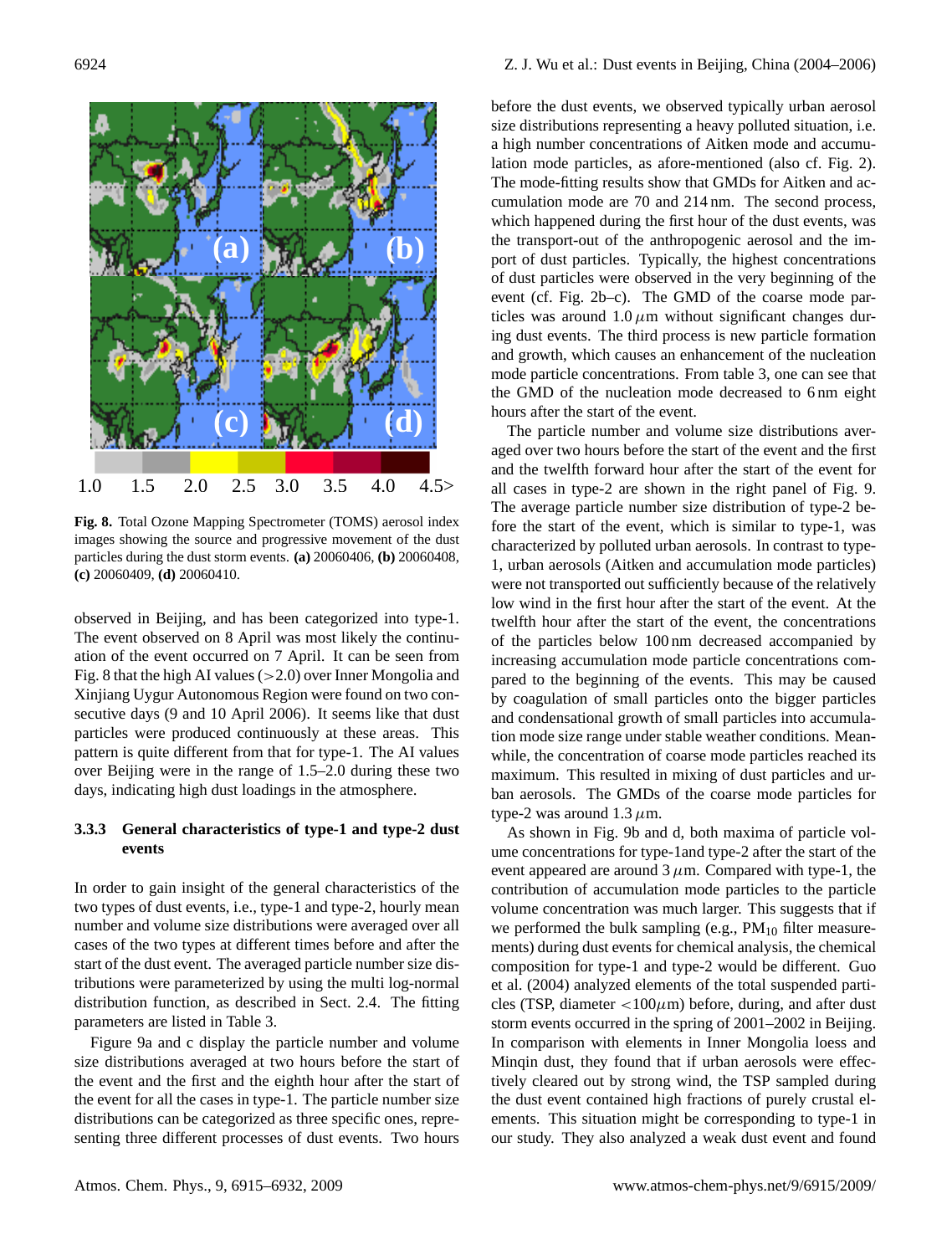**Fig. 8.** Total Ozone Mapping Spectrometer (TOMS) aerosol index images showing the source and progressive movement of the dust particles during the dust storm events. **(a)** 20060406, **(b)** 20060408, **(c)** 20060409, **(d)** 20060410.

observed in Beijing, and has been categorized into type-1. The event observed on 8 April was most likely the continuation of the event occurred on 7 April. It can be seen from Fig. 8 that the high AI values (>2.0) over Inner Mongolia and Xinjiang Uygur Autonomous Region were found on two consecutive days (9 and 10 April 2006). It seems like that dust particles were produced continuously at these areas. This pattern is quite different from that for type-1. The AI values over Beijing were in the range of 1.5–2.0 during these two days, indicating high dust loadings in the atmosphere.

### 3.3.3 General characteristics of type-1 and type-2 dust events

In order to gain insight of the general characteristics of the two types of dust events, i.e., type-1 and type-2, hourly mean number and volume size distributions were averaged over all cases of the two types at different times before and after the start of the dust event. The averaged particle number size distributions were parameterized by using the multi log-normal distribution function, as described in Sect. 2.4. The fitting parameters are listed in Table 3.

Figure 9a and c display the particle number and volume size distributions averaged at two hours before the start of the event and the first and the eighth hour after the start of the event for all the cases in type-1. The particle number size distributions can be categorized as three specific ones, representing three different processes of dust events. Two hours before the dust events, we observed typically urban aerosol size distributions representing a heavy polluted situation, i.e. a high number concentrations of Aitken mode and accumulation mode particles, as afore-mentioned (also cf. Fig. 2). The mode-fitting results show that GMDs for Aitken and accumulation mode are 70 and 214 nm. The second process, which happened during the first hour of the dust events, was the transport-out of the anthropogenic aerosol and the import of dust particles. Typically, the highest concentrations of dust particles were observed in the very beginning of the event (cf. Fig. 2b–c). The GMD of the coarse mode particles was around 1.0 $\mu$m without significant changes during dust events. The third process is new particle formation and growth, which causes an enhancement of the nucleation mode particle concentrations. From table 3, one can see that the GMD of the nucleation mode decreased to 6 nm eight hours after the start of the event.

The particle number and volume size distributions averaged over two hours before the start of the event and the first and the twelfth forward hour after the start of the event for all cases in type-2 are shown in the right panel of Fig. 9. The average particle number size distribution of type-2 before the start of the event, which is similar to type-1, was characterized by polluted urban aerosols. In contrast to type-1, urban aerosols (Aitken and accumulation mode particles) were not transported out sufficiently because of the relatively low wind in the first hour after the start of the event. At the twelfth hour after the start of the event, the concentrations of the particles below 100 nm decreased accompanied by increasing accumulation mode particle concentrations compared to the beginning of the events. This may be caused by coagulation of small particles onto the bigger particles and condensational growth of small particles into accumulation mode size range under stable weather conditions. Meanwhile, the concentration of coarse mode particles reached its maximum. This resulted in mixing of dust particles and urban aerosols. The GMDs of the coarse mode particles for type-2 was around 1.3 $\mu$m.

As shown in Fig. 9b and d, both maxima of particle volume concentrations for type-1and type-2 after the start of the event appeared are around 3 $\mu$m. Compared with type-1, the contribution of accumulation mode particles to the particle volume concentration was much larger. This suggests that if we performed the bulk sampling (e.g., $PM_{10}$ filter measurements) during dust events for chemical analysis, the chemical composition for type-1 and type-2 would be different. Guo et al. (2004) analyzed elements of the total suspended particles (TSP, diameter <100$\mu$m) before, during, and after dust storm events occurred in the spring of 2001–2002 in Beijing. In comparison with elements in Inner Mongolia loess and Minqin dust, they found that if urban aerosols were effectively cleared out by strong wind, the TSP sampled during the dust event contained high fractions of purely crustal elements. This situation might be corresponding to type-1 in our study. They also analyzed a weak dust event and found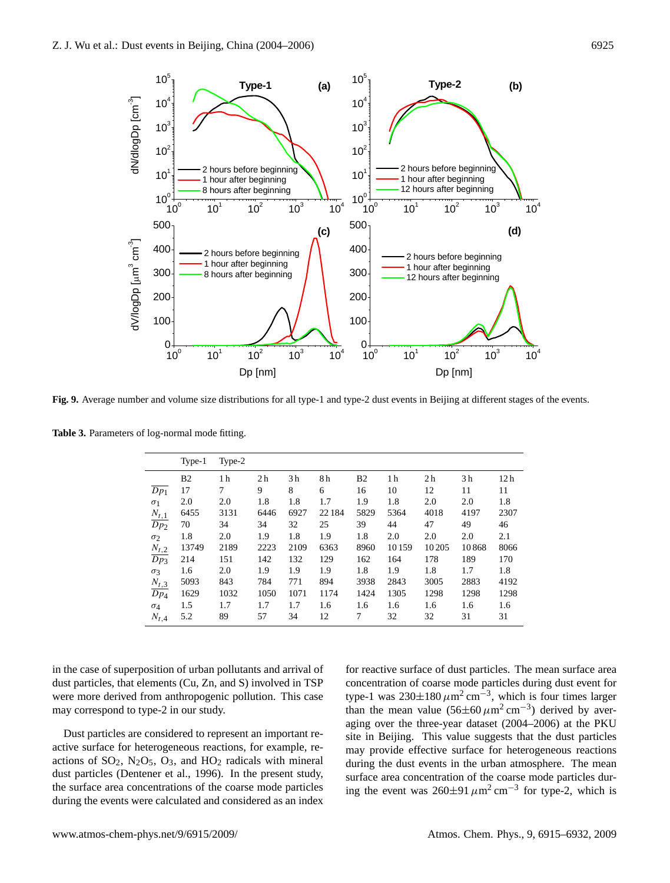**Fig. 9.** Average number and volume size distributions for all type-1 and type-2 dust events in Beijing at different stages of the events.

**Table 3.** Parameters of log-normal mode fitting.

| | Type-1 | Type-2 | | | | | | | | |
|---|---|---|---|---|---|---|---|---|---|---|
| | B2 | 1 h | 2 h | 3 h | 8 h | B2 | 1 h | 2 h | 3 h | 12 h |
| $\overline{Dp_1}$ | 17 | 7 | 9 | 8 | 6 | 16 | 10 | 12 | 11 | 11 |
| $\sigma_1$ | 2.0 | 2.0 | 1.8 | 1.8 | 1.7 | 1.9 | 1.8 | 2.0 | 2.0 | 1.8 |
| $\underline{N_{t,1}}$ | 6455 | 3131 | 6446 | 6927 | 22 184 | 5829 | 5364 | 4018 | 4197 | 2307 |
| $\overline{Dp_2}$ | 70 | 34 | 34 | 32 | 25 | 39 | 44 | 47 | 49 | 46 |
| $\sigma_2$ | 1.8 | 2.0 | 1.9 | 1.8 | 1.9 | 1.8 | 2.0 | 2.0 | 2.0 | 2.1 |
| $\underline{N_{t,2}}$ | 13749 | 2189 | 2223 | 2109 | 6363 | 8960 | 10 159 | 10 205 | 10 868 | 8066 |
| $\overline{Dp_3}$ | 214 | 151 | 142 | 132 | 129 | 162 | 164 | 178 | 189 | 170 |
| $\sigma_3$ | 1.6 | 2.0 | 1.9 | 1.9 | 1.9 | 1.8 | 1.9 | 1.8 | 1.7 | 1.8 |
| $\underline{N_{t,3}}$ | 5093 | 843 | 784 | 771 | 894 | 3938 | 2843 | 3005 | 2883 | 4192 |
| $\overline{Dp_4}$ | 1629 | 1032 | 1050 | 1071 | 1174 | 1424 | 1305 | 1298 | 1298 | 1298 |
| $\sigma_4$ | 1.5 | 1.7 | 1.7 | 1.7 | 1.6 | 1.6 | 1.6 | 1.6 | 1.6 | 1.6 |
| $N_{t,4}$ | 5.2 | 89 | 57 | 34 | 12 | 7 | 32 | 32 | 31 | 31 |

in the case of superposition of urban pollutants and arrival of dust particles, that elements (Cu, Zn, and S) involved in TSP were more derived from anthropogenic pollution. This case may correspond to type-2 in our study.

Dust particles are considered to represent an important reactive surface for heterogeneous reactions, for example, reactions of $SO_2$, $N_2O_5$, $O_3$, and $HO_2$ radicals with mineral dust particles (Dentener et al., 1996). In the present study, the surface area concentrations of the coarse mode particles during the events were calculated and considered as an index for reactive surface of dust particles. The mean surface area concentration of coarse mode particles during dust event for type-1 was $230\pm180\,\mu m^2\,cm^{-3}$, which is four times larger than the mean value ($56\pm60\,\mu m^2\,cm^{-3}$) derived by averaging over the three-year dataset (2004–2006) at the PKU site in Beijing. This value suggests that the dust particles may provide effective surface for heterogeneous reactions during the dust events in the urban atmosphere. The mean surface area concentration of the coarse mode particles during the event was $260\pm91\,\mu m^2\,cm^{-3}$ for type-2, which is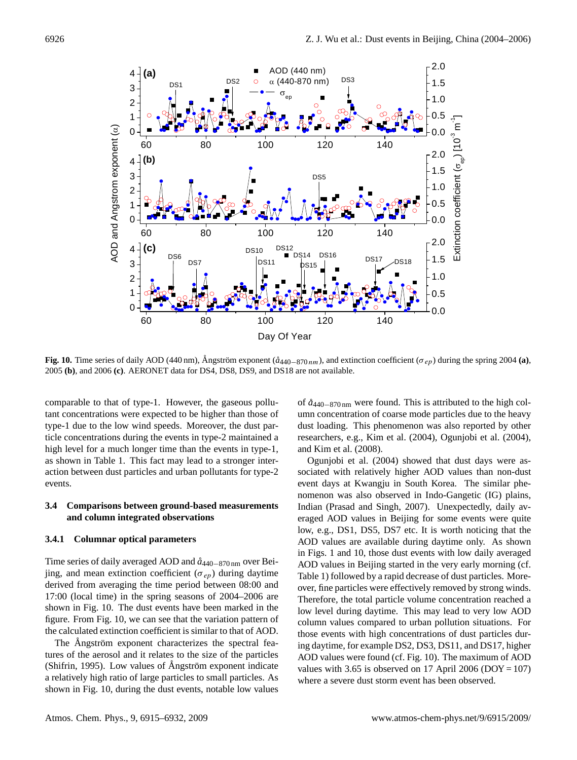**Fig. 10.** Time series of daily AOD (440 nm), Ångström exponent ($\mathring{a}_{440-870\,nm}$), and extinction coefficient ($\sigma_{ep}$) during the spring 2004 **(a)**, 2005 **(b)**, and 2006 **(c)**. AERONET data for DS4, DS8, DS9, and DS18 are not available.

comparable to that of type-1. However, the gaseous pollutant concentrations were expected to be higher than those of type-1 due to the low wind speeds. Moreover, the dust particle concentrations during the events in type-2 maintained a high level for a much longer time than the events in type-1, as shown in Table 1. This fact may lead to a stronger interaction between dust particles and urban pollutants for type-2 events.

### 3.4 Comparisons between ground-based measurements and column integrated observations

#### 3.4.1 Columnar optical parameters

Time series of daily averaged AOD and $\mathring{a}_{440-870\,\mathrm{nm}}$ over Beijing, and mean extinction coefficient ($\sigma_{ep}$) during daytime derived from averaging the time period between 08:00 and 17:00 (local time) in the spring seasons of 2004–2006 are shown in Fig. 10. The dust events have been marked in the figure. From Fig. 10, we can see that the variation pattern of the calculated extinction coefficient is similar to that of AOD.

The Ångström exponent characterizes the spectral features of the aerosol and it relates to the size of the particles (Shifrin, 1995). Low values of Ångström exponent indicate a relatively high ratio of large particles to small particles. As shown in Fig. 10, during the dust events, notable low values of $\mathring{a}_{440-870\,\mathrm{nm}}$ were found. This is attributed to the high column concentration of coarse mode particles due to the heavy dust loading. This phenomenon was also reported by other researchers, e.g., Kim et al. (2004), Ogunjobi et al. (2004), and Kim et al. (2008).

Ogunjobi et al. (2004) showed that dust days were associated with relatively higher AOD values than non-dust event days at Kwangju in South Korea. The similar phenomenon was also observed in Indo-Gangetic (IG) plains, Indian (Prasad and Singh, 2007). Unexpectedly, daily averaged AOD values in Beijing for some events were quite low, e.g., DS1, DS5, DS7 etc. It is worth noticing that the AOD values are available during daytime only. As shown in Figs. 1 and 10, those dust events with low daily averaged AOD values in Beijing started in the very early morning (cf. Table 1) followed by a rapid decrease of dust particles. Moreover, fine particles were effectively removed by strong winds. Therefore, the total particle volume concentration reached a low level during daytime. This may lead to very low AOD column values compared to urban pollution situations. For those events with high concentrations of dust particles during daytime, for example DS2, DS3, DS11, and DS17, higher AOD values were found (cf. Fig. 10). The maximum of AOD values with 3.65 is observed on 17 April 2006 (DOY = 107) where a severe dust storm event has been observed.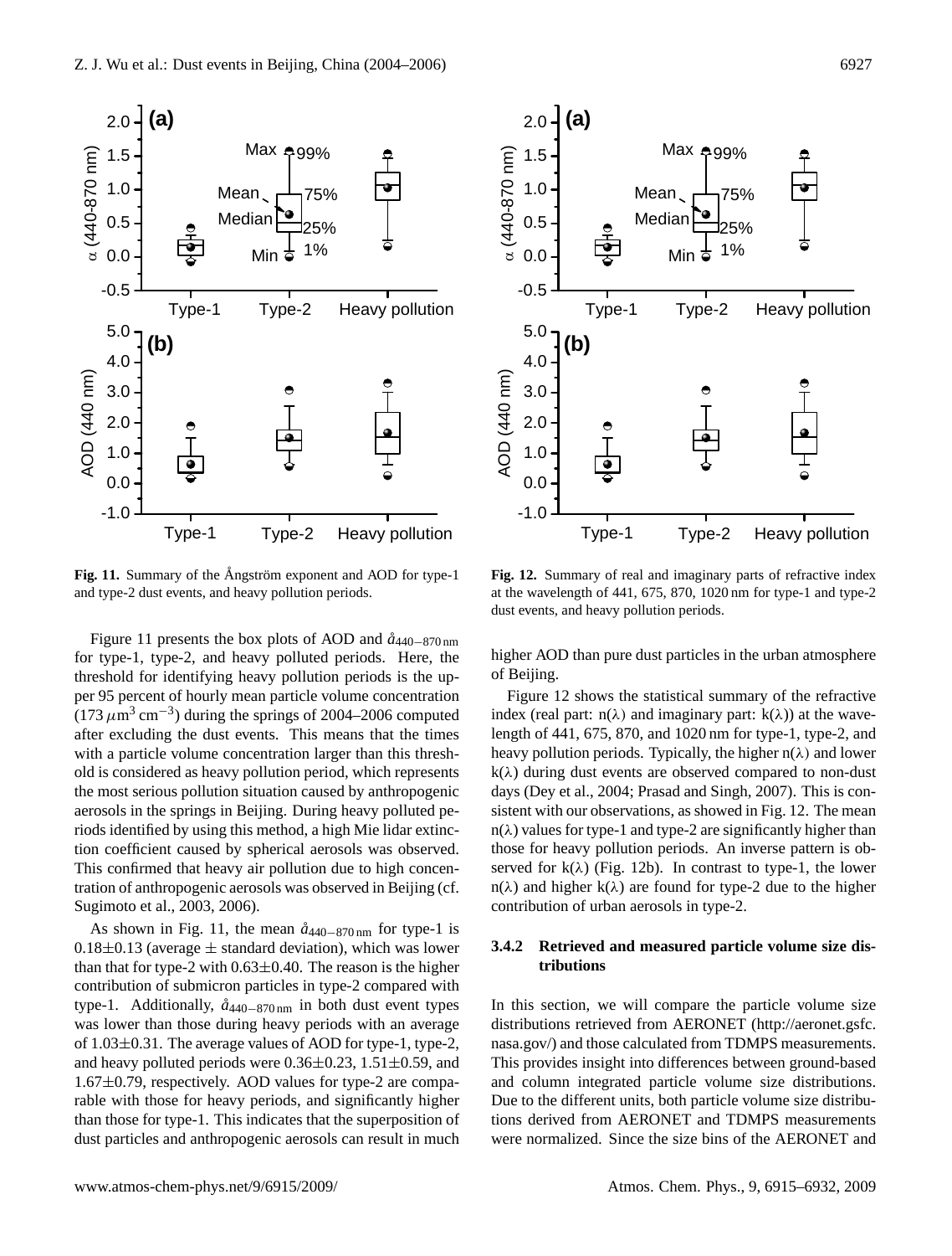Fig. 11. Summary of the Ångström exponent and AOD for type-1 and type-2 dust events, and heavy pollution periods.

Fig. 12. Summary of real and imaginary parts of refractive index at the wavelength of 441, 675, 870, 1020 nm for type-1 and type-2 dust events, and heavy pollution periods.

Figure 11 presents the box plots of AOD and $å_{440-870\,\mathrm{nm}}$ for type-1, type-2, and heavy polluted periods. Here, the threshold for identifying heavy pollution periods is the upper 95 percent of hourly mean particle volume concentration ($173\,\mu\mathrm{m}^3\,\mathrm{cm}^{-3}$) during the springs of 2004–2006 computed after excluding the dust events. This means that the times with a particle volume concentration larger than this threshold is considered as heavy pollution period, which represents the most serious pollution situation caused by anthropogenic aerosols in the springs in Beijing. During heavy polluted periods identified by using this method, a high Mie lidar extinction coefficient caused by spherical aerosols was observed. This confirmed that heavy air pollution due to high concentration of anthropogenic aerosols was observed in Beijing (cf. Sugimoto et al., 2003, 2006).

As shown in Fig. 11, the mean $å_{440-870\,\mathrm{nm}}$ for type-1 is $0.18\pm0.13$ (average $\pm$ standard deviation), which was lower than that for type-2 with $0.63\pm0.40$. The reason is the higher contribution of submicron particles in type-2 compared with type-1. Additionally, $å_{440-870\,\mathrm{nm}}$ in both dust event types was lower than those during heavy periods with an average of $1.03\pm0.31$. The average values of AOD for type-1, type-2, and heavy polluted periods were $0.36\pm0.23$, $1.51\pm0.59$, and $1.67\pm0.79$, respectively. AOD values for type-2 are comparable with those for heavy periods, and significantly higher than those for type-1. This indicates that the superposition of dust particles and anthropogenic aerosols can result in much higher AOD than pure dust particles in the urban atmosphere of Beijing.

Figure 12 shows the statistical summary of the refractive index (real part: $n(\lambda)$ and imaginary part: $k(\lambda)$) at the wavelength of 441, 675, 870, and 1020 nm for type-1, type-2, and heavy pollution periods. Typically, the higher $n(\lambda)$ and lower $k(\lambda)$ during dust events are observed compared to non-dust days (Dey et al., 2004; Prasad and Singh, 2007). This is consistent with our observations, as showed in Fig. 12. The mean $n(\lambda)$ values for type-1 and type-2 are significantly higher than those for heavy pollution periods. An inverse pattern is observed for $k(\lambda)$ (Fig. 12b). In contrast to type-1, the lower $n(\lambda)$ and higher $k(\lambda)$ are found for type-2 due to the higher contribution of urban aerosols in type-2.

### 3.4.2 Retrieved and measured particle volume size distributions

In this section, we will compare the particle volume size distributions retrieved from AERONET (http://aeronet.gsfc.nasa.gov/) and those calculated from TDMPS measurements. This provides insight into differences between ground-based and column integrated particle volume size distributions. Due to the different units, both particle volume size distributions derived from AERONET and TDMPS measurements were normalized. Since the size bins of the AERONET and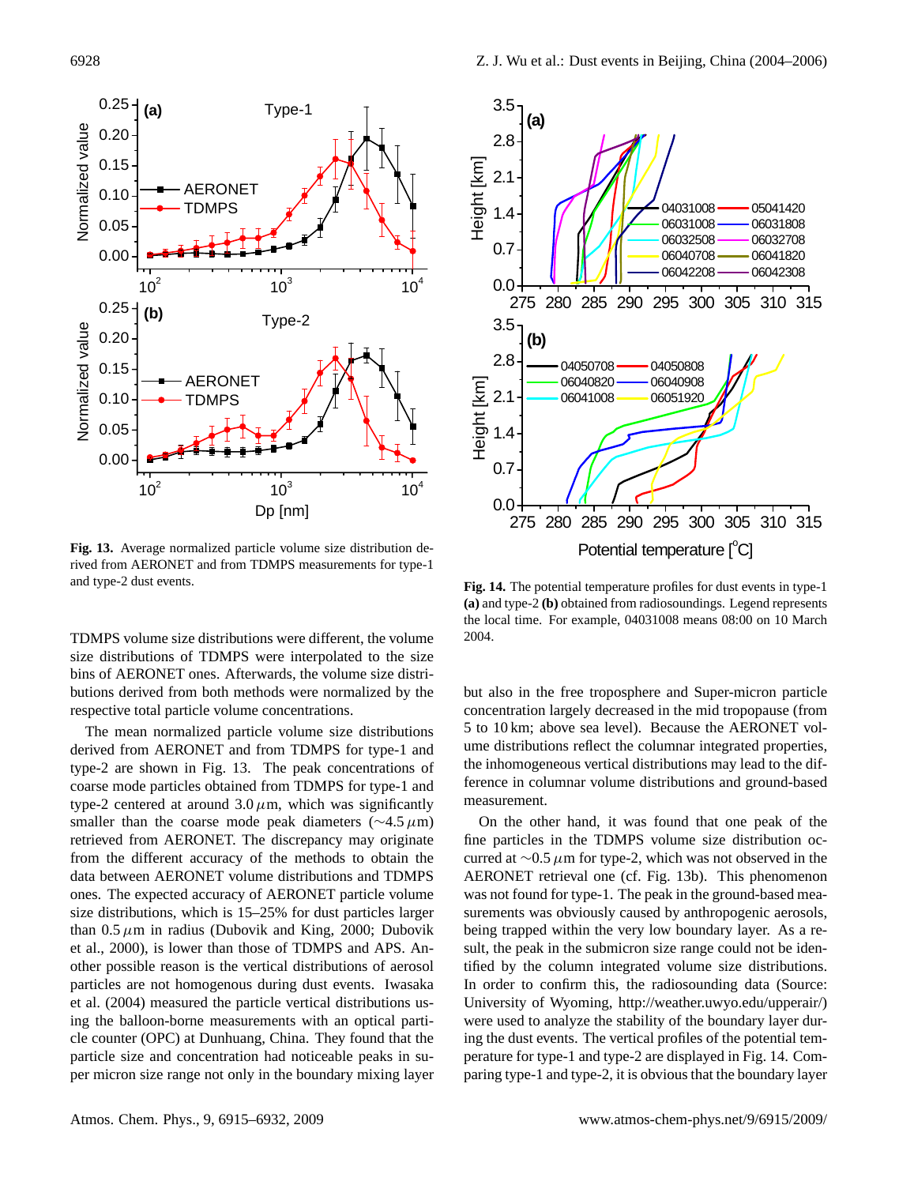**Fig. 13.** Average normalized particle volume size distribution derived from AERONET and from TDMPS measurements for type-1 and type-2 dust events.

**Fig. 14.** The potential temperature profiles for dust events in type-1 **(a)** and type-2 **(b)** obtained from radiosoundings. Legend represents the local time. For example, 04031008 means 08:00 on 10 March 2004.

TDMPS volume size distributions were different, the volume size distributions of TDMPS were interpolated to the size bins of AERONET ones. Afterwards, the volume size distributions derived from both methods were normalized by the respective total particle volume concentrations.

The mean normalized particle volume size distributions derived from AERONET and from TDMPS for type-1 and type-2 are shown in Fig. 13. The peak concentrations of coarse mode particles obtained from TDMPS for type-1 and type-2 centered at around 3.0 $\mu$m, which was significantly smaller than the coarse mode peak diameters ($\sim$4.5 $\mu$m) retrieved from AERONET. The discrepancy may originate from the different accuracy of the methods to obtain the data between AERONET volume distributions and TDMPS ones. The expected accuracy of AERONET particle volume size distributions, which is 15–25% for dust particles larger than 0.5 $\mu$m in radius (Dubovik and King, 2000; Dubovik et al., 2000), is lower than those of TDMPS and APS. Another possible reason is the vertical distributions of aerosol particles are not homogenous during dust events. Iwasaka et al. (2004) measured the particle vertical distributions using the balloon-borne measurements with an optical particle counter (OPC) at Dunhuang, China. They found that the particle size and concentration had noticeable peaks in super micron size range not only in the boundary mixing layer but also in the free troposphere and Super-micron particle concentration largely decreased in the mid tropopause (from 5 to 10 km; above sea level). Because the AERONET volume distributions reflect the columnar integrated properties, the inhomogeneous vertical distributions may lead to the difference in columnar volume distributions and ground-based measurement.

On the other hand, it was found that one peak of the fine particles in the TDMPS volume size distribution occurred at $\sim$0.5 $\mu$m for type-2, which was not observed in the AERONET retrieval one (cf. Fig. 13b). This phenomenon was not found for type-1. The peak in the ground-based measurements was obviously caused by anthropogenic aerosols, being trapped within the very low boundary layer. As a result, the peak in the submicron size range could not be identified by the column integrated volume size distributions. In order to confirm this, the radiosounding data (Source: University of Wyoming, http://weather.uwyo.edu/upperair/) were used to analyze the stability of the boundary layer during the dust events. The vertical profiles of the potential temperature for type-1 and type-2 are displayed in Fig. 14. Comparing type-1 and type-2, it is obvious that the boundary layer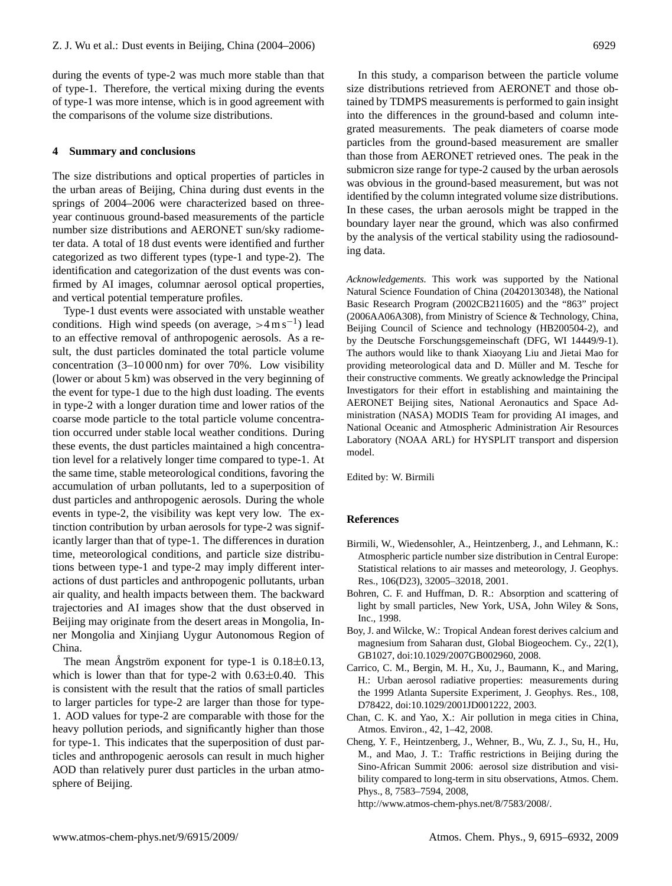during the events of type-2 was much more stable than that of type-1. Therefore, the vertical mixing during the events of type-1 was more intense, which is in good agreement with the comparisons of the volume size distributions.

## 4 Summary and conclusions

The size distributions and optical properties of particles in the urban areas of Beijing, China during dust events in the springs of 2004–2006 were characterized based on three-year continuous ground-based measurements of the particle number size distributions and AERONET sun/sky radiometer data. A total of 18 dust events were identified and further categorized as two different types (type-1 and type-2). The identification and categorization of the dust events was confirmed by AI images, columnar aerosol optical properties, and vertical potential temperature profiles.

Type-1 dust events were associated with unstable weather conditions. High wind speeds (on average, $>4\,\mathrm{m\,s^{-1}}$) lead to an effective removal of anthropogenic aerosols. As a result, the dust particles dominated the total particle volume concentration (3–10 000 nm) for over 70%. Low visibility (lower or about 5 km) was observed in the very beginning of the event for type-1 due to the high dust loading. The events in type-2 with a longer duration time and lower ratios of the coarse mode particle to the total particle volume concentration occurred under stable local weather conditions. During these events, the dust particles maintained a high concentration level for a relatively longer time compared to type-1. At the same time, stable meteorological conditions, favoring the accumulation of urban pollutants, led to a superposition of dust particles and anthropogenic aerosols. During the whole events in type-2, the visibility was kept very low. The extinction contribution by urban aerosols for type-2 was significantly larger than that of type-1. The differences in duration time, meteorological conditions, and particle size distributions between type-1 and type-2 may imply different interactions of dust particles and anthropogenic pollutants, urban air quality, and health impacts between them. The backward trajectories and AI images show that the dust observed in Beijing may originate from the desert areas in Mongolia, Inner Mongolia and Xinjiang Uygur Autonomous Region of China.

The mean Ångström exponent for type-1 is $0.18\pm0.13$, which is lower than that for type-2 with $0.63\pm0.40$. This is consistent with the result that the ratios of small particles to larger particles for type-2 are larger than those for type-1. AOD values for type-2 are comparable with those for the heavy pollution periods, and significantly higher than those for type-1. This indicates that the superposition of dust particles and anthropogenic aerosols can result in much higher AOD than relatively purer dust particles in the urban atmosphere of Beijing.

In this study, a comparison between the particle volume size distributions retrieved from AERONET and those obtained by TDMPS measurements is performed to gain insight into the differences in the ground-based and column integrated measurements. The peak diameters of coarse mode particles from the ground-based measurement are smaller than those from AERONET retrieved ones. The peak in the submicron size range for type-2 caused by the urban aerosols was obvious in the ground-based measurement, but was not identified by the column integrated volume size distributions. In these cases, the urban aerosols might be trapped in the boundary layer near the ground, which was also confirmed by the analysis of the vertical stability using the radiosounding data.

*Acknowledgements.* This work was supported by the National Natural Science Foundation of China (20420130348), the National Basic Research Program (2002CB211605) and the "863" project (2006AA06A308), from Ministry of Science & Technology, China, Beijing Council of Science and technology (HB200504-2), and by the Deutsche Forschungsgemeinschaft (DFG, WI 14449/9-1). The authors would like to thank Xiaoyang Liu and Jietai Mao for providing meteorological data and D. Müller and M. Tesche for their constructive comments. We greatly acknowledge the Principal Investigators for their effort in establishing and maintaining the AERONET Beijing sites, National Aeronautics and Space Administration (NASA) MODIS Team for providing AI images, and National Oceanic and Atmospheric Administration Air Resources Laboratory (NOAA ARL) for HYSPLIT transport and dispersion model.

Edited by: W. Birmili

## References

Birmili, W., Wiedensohler, A., Heintzenberg, J., and Lehmann, K.: Atmospheric particle number size distribution in Central Europe: Statistical relations to air masses and meteorology, J. Geophys. Res., 106(D23), 32005–32018, 2001.

Bohren, C. F. and Huffman, D. R.: Absorption and scattering of light by small particles, New York, USA, John Wiley & Sons, Inc., 1998.

Boy, J. and Wilcke, W.: Tropical Andean forest derives calcium and magnesium from Saharan dust, Global Biogeochem. Cy., 22(1), GB1027, doi:10.1029/2007GB002960, 2008.

Carrico, C. M., Bergin, M. H., Xu, J., Baumann, K., and Maring, H.: Urban aerosol radiative properties: measurements during the 1999 Atlanta Supersite Experiment, J. Geophys. Res., 108, D78422, doi:10.1029/2001JD001222, 2003.

Chan, C. K. and Yao, X.: Air pollution in mega cities in China, Atmos. Environ., 42, 1–42, 2008.

Cheng, Y. F., Heintzenberg, J., Wehner, B., Wu, Z. J., Su, H., Hu, M., and Mao, J. T.: Traffic restrictions in Beijing during the Sino-African Summit 2006: aerosol size distribution and visibility compared to long-term in situ observations, Atmos. Chem. Phys., 8, 7583–7594, 2008, http://www.atmos-chem-phys.net/8/7583/2008/.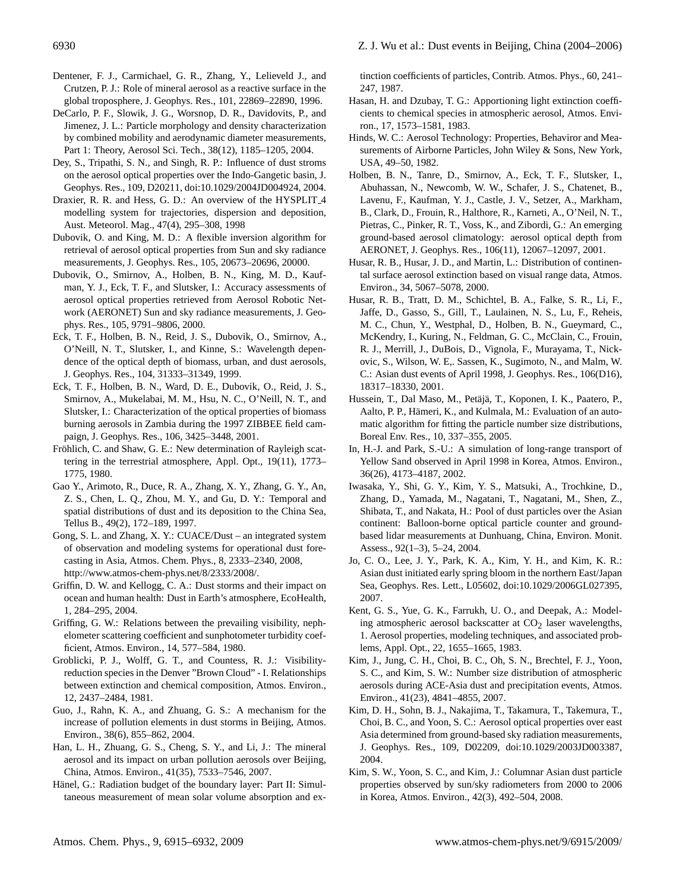Dentener, F. J., Carmichael, G. R., Zhang, Y., Lelieveld J., and Crutzen, P. J.: Role of mineral aerosol as a reactive surface in the global troposphere, J. Geophys. Res., 101, 22869–22890, 1996.

DeCarlo, P. F., Slowik, J. G., Worsnop, D. R., Davidovits, P., and Jimenez, J. L.: Particle morphology and density characterization by combined mobility and aerodynamic diameter measurements, Part 1: Theory, Aerosol Sci. Tech., 38(12), 1185–1205, 2004.

Dey, S., Tripathi, S. N., and Singh, R. P.: Influence of dust stroms on the aerosol optical properties over the Indo-Gangetic basin, J. Geophys. Res., 109, D20211, doi:10.1029/2004JD004924, 2004.

Draxier, R. R. and Hess, G. D.: An overview of the HYSPLIT_4 modelling system for trajectories, dispersion and deposition, Aust. Meteorol. Mag., 47(4), 295–308, 1998

Dubovik, O. and King, M. D.: A flexible inversion algorithm for retrieval of aerosol optical properties from Sun and sky radiance measurements, J. Geophys. Res., 105, 20673–20696, 20000.

Dubovik, O., Smirnov, A., Holben, B. N., King, M. D., Kaufman, Y. J., Eck, T. F., and Slutsker, I.: Accuracy assessments of aerosol optical properties retrieved from Aerosol Robotic Network (AERONET) Sun and sky radiance measurements, J. Geophys. Res., 105, 9791–9806, 2000.

Eck, T. F., Holben, B. N., Reid, J. S., Dubovik, O., Smirnov, A., O'Neill, N. T., Slutsker, I., and Kinne, S.: Wavelength dependence of the optical depth of biomass, urban, and dust aerosols, J. Geophys. Res., 104, 31333–31349, 1999.

Eck, T. F., Holben, B. N., Ward, D. E., Dubovik, O., Reid, J. S., Smirnov, A., Mukelabai, M. M., Hsu, N. C., O'Neill, N. T., and Slutsker, I.: Characterization of the optical properties of biomass burning aerosols in Zambia during the 1997 ZIBBEE field campaign, J. Geophys. Res., 106, 3425–3448, 2001.

Fröhlich, C. and Shaw, G. E.: New determination of Rayleigh scattering in the terrestrial atmosphere, Appl. Opt., 19(11), 1773–1775, 1980.

Gao Y., Arimoto, R., Duce, R. A., Zhang, X. Y., Zhang, G. Y., An, Z. S., Chen, L. Q., Zhou, M. Y., and Gu, D. Y.: Temporal and spatial distributions of dust and its deposition to the China Sea, Tellus B., 49(2), 172–189, 1997.

Gong, S. L. and Zhang, X. Y.: CUACE/Dust – an integrated system of observation and modeling systems for operational dust forecasting in Asia, Atmos. Chem. Phys., 8, 2333–2340, 2008, http://www.atmos-chem-phys.net/8/2333/2008/.

Griffin, D. W. and Kellogg, C. A.: Dust storms and their impact on ocean and human health: Dust in Earth's atmosphere, EcoHealth, 1, 284–295, 2004.

Griffing, G. W.: Relations between the prevailing visibility, nephelometer scattering coefficient and sunphotometer turbidity coefficient, Atmos. Environ., 14, 577–584, 1980.

Groblicki, P. J., Wolff, G. T., and Countess, R. J.: Visibility-reduction species in the Denver "Brown Cloud" - I. Relationships between extinction and chemical composition, Atmos. Environ., 12, 2437–2484, 1981.

Guo, J., Rahn, K. A., and Zhuang, G. S.: A mechanism for the increase of pollution elements in dust storms in Beijing, Atmos. Environ., 38(6), 855–862, 2004.

Han, L. H., Zhuang, G. S., Cheng, S. Y., and Li, J.: The mineral aerosol and its impact on urban pollution aerosols over Beijing, China, Atmos. Environ., 41(35), 7533–7546, 2007.

Hänel, G.: Radiation budget of the boundary layer: Part II: Simultaneous measurement of mean solar volume absorption and extinction coefficients of particles, Contrib. Atmos. Phys., 60, 241–247, 1987.

Hasan, H. and Dzubay, T. G.: Apportioning light extinction coefficients to chemical species in atmospheric aerosol, Atmos. Environ., 17, 1573–1581, 1983.

Hinds, W. C.: Aerosol Technology: Properties, Behaviror and Measurements of Airborne Particles, John Wiley & Sons, New York, USA, 49–50, 1982.

Holben, B. N., Tanre, D., Smirnov, A., Eck, T. F., Slutsker, I., Abuhassan, N., Newcomb, W. W., Schafer, J. S., Chatenet, B., Lavenu, F., Kaufman, Y. J., Castle, J. V., Setzer, A., Markham, B., Clark, D., Frouin, R., Halthore, R., Karneti, A., O'Neil, N. T., Pietras, C., Pinker, R. T., Voss, K., and Zibordi, G.: An emerging ground-based aerosol climatology: aerosol optical depth from AERONET, J. Geophys. Res., 106(11), 12067–12097, 2001.

Husar, R. B., Husar, J. D., and Martin, L.: Distribution of continental surface aerosol extinction based on visual range data, Atmos. Environ., 34, 5067–5078, 2000.

Husar, R. B., Tratt, D. M., Schichtel, B. A., Falke, S. R., Li, F., Jaffe, D., Gasso, S., Gill, T., Laulainen, N. S., Lu, F., Reheis, M. C., Chun, Y., Westphal, D., Holben, B. N., Gueymard, C., McKendry, I., Kuring, N., Feldman, G. C., McClain, C., Frouin, R. J., Merrill, J., DuBois, D., Vignola, F., Murayama, T., Nickovic, S., Wilson, W. E,. Sassen, K., Sugimoto, N., and Malm, W. C.: Asian dust events of April 1998, J. Geophys. Res., 106(D16), 18317–18330, 2001.

Hussein, T., Dal Maso, M., Petäjä, T., Koponen, I. K., Paatero, P., Aalto, P. P., Hämeri, K., and Kulmala, M.: Evaluation of an automatic algorithm for fitting the particle number size distributions, Boreal Env. Res., 10, 337–355, 2005.

In, H.-J. and Park, S.-U.: A simulation of long-range transport of Yellow Sand observed in April 1998 in Korea, Atmos. Environ., 36(26), 4173–4187, 2002.

Iwasaka, Y., Shi, G. Y., Kim, Y. S., Matsuki, A., Trochkine, D., Zhang, D., Yamada, M., Nagatani, T., Nagatani, M., Shen, Z., Shibata, T., and Nakata, H.: Pool of dust particles over the Asian continent: Balloon-borne optical particle counter and ground-based lidar measurements at Dunhuang, China, Environ. Monit. Assess., 92(1–3), 5–24, 2004.

Jo, C. O., Lee, J. Y., Park, K. A., Kim, Y. H., and Kim, K. R.: Asian dust initiated early spring bloom in the northern East/Japan Sea, Geophys. Res. Lett., L05602, doi:10.1029/2006GL027395, 2007.

Kent, G. S., Yue, G. K., Farrukh, U. O., and Deepak, A.: Modeling atmospheric aerosol backscatter at $CO_2$ laser wavelengths, 1. Aerosol properties, modeling techniques, and associated problems, Appl. Opt., 22, 1655–1665, 1983.

Kim, J., Jung, C. H., Choi, B. C., Oh, S. N., Brechtel, F. J., Yoon, S. C., and Kim, S. W.: Number size distribution of atmospheric aerosols during ACE-Asia dust and precipitation events, Atmos. Environ., 41(23), 4841–4855, 2007.

Kim, D. H., Sohn, B. J., Nakajima, T., Takamura, T., Takemura, T., Choi, B. C., and Yoon, S. C.: Aerosol optical properties over east Asia determined from ground-based sky radiation measurements, J. Geophys. Res., 109, D02209, doi:10.1029/2003JD003387, 2004.

Kim, S. W., Yoon, S. C., and Kim, J.: Columnar Asian dust particle properties observed by sun/sky radiometers from 2000 to 2006 in Korea, Atmos. Environ., 42(3), 492–504, 2008.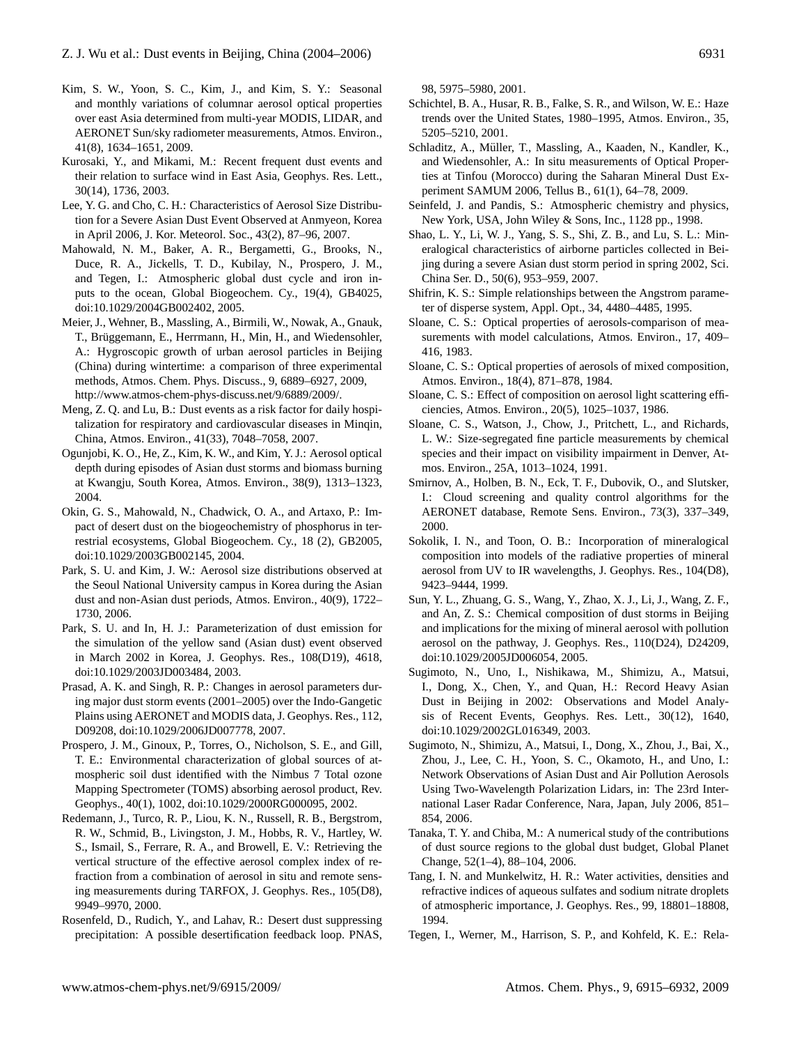Kim, S. W., Yoon, S. C., Kim, J., and Kim, S. Y.: Seasonal and monthly variations of columnar aerosol optical properties over east Asia determined from multi-year MODIS, LIDAR, and AERONET Sun/sky radiometer measurements, Atmos. Environ., 41(8), 1634–1651, 2009.

Kurosaki, Y., and Mikami, M.: Recent frequent dust events and their relation to surface wind in East Asia, Geophys. Res. Lett., 30(14), 1736, 2003.

Lee, Y. G. and Cho, C. H.: Characteristics of Aerosol Size Distribution for a Severe Asian Dust Event Observed at Anmyeon, Korea in April 2006, J. Kor. Meteorol. Soc., 43(2), 87–96, 2007.

Mahowald, N. M., Baker, A. R., Bergametti, G., Brooks, N., Duce, R. A., Jickells, T. D., Kubilay, N., Prospero, J. M., and Tegen, I.: Atmospheric global dust cycle and iron inputs to the ocean, Global Biogeochem. Cy., 19(4), GB4025, doi:10.1029/2004GB002402, 2005.

Meier, J., Wehner, B., Massling, A., Birmili, W., Nowak, A., Gnauk, T., Brüggemann, E., Herrmann, H., Min, H., and Wiedensohler, A.: Hygroscopic growth of urban aerosol particles in Beijing (China) during wintertime: a comparison of three experimental methods, Atmos. Chem. Phys. Discuss., 9, 6889–6927, 2009, http://www.atmos-chem-phys-discuss.net/9/6889/2009/.

Meng, Z. Q. and Lu, B.: Dust events as a risk factor for daily hospitalization for respiratory and cardiovascular diseases in Minqin, China, Atmos. Environ., 41(33), 7048–7058, 2007.

Ogunjobi, K. O., He, Z., Kim, K. W., and Kim, Y. J.: Aerosol optical depth during episodes of Asian dust storms and biomass burning at Kwangju, South Korea, Atmos. Environ., 38(9), 1313–1323, 2004.

Okin, G. S., Mahowald, N., Chadwick, O. A., and Artaxo, P.: Impact of desert dust on the biogeochemistry of phosphorus in terrestrial ecosystems, Global Biogeochem. Cy., 18 (2), GB2005, doi:10.1029/2003GB002145, 2004.

Park, S. U. and Kim, J. W.: Aerosol size distributions observed at the Seoul National University campus in Korea during the Asian dust and non-Asian dust periods, Atmos. Environ., 40(9), 1722–1730, 2006.

Park, S. U. and In, H. J.: Parameterization of dust emission for the simulation of the yellow sand (Asian dust) event observed in March 2002 in Korea, J. Geophys. Res., 108(D19), 4618, doi:10.1029/2003JD003484, 2003.

Prasad, A. K. and Singh, R. P.: Changes in aerosol parameters during major dust storm events (2001–2005) over the Indo-Gangetic Plains using AERONET and MODIS data, J. Geophys. Res., 112, D09208, doi:10.1029/2006JD007778, 2007.

Prospero, J. M., Ginoux, P., Torres, O., Nicholson, S. E., and Gill, T. E.: Environmental characterization of global sources of atmospheric soil dust identified with the Nimbus 7 Total ozone Mapping Spectrometer (TOMS) absorbing aerosol product, Rev. Geophys., 40(1), 1002, doi:10.1029/2000RG000095, 2002.

Redemann, J., Turco, R. P., Liou, K. N., Russell, R. B., Bergstrom, R. W., Schmid, B., Livingston, J. M., Hobbs, R. V., Hartley, W. S., Ismail, S., Ferrare, R. A., and Browell, E. V.: Retrieving the vertical structure of the effective aerosol complex index of refraction from a combination of aerosol in situ and remote sensing measurements during TARFOX, J. Geophys. Res., 105(D8), 9949–9970, 2000.

Rosenfeld, D., Rudich, Y., and Lahav, R.: Desert dust suppressing precipitation: A possible desertification feedback loop. PNAS, 98, 5975–5980, 2001.

Schichtel, B. A., Husar, R. B., Falke, S. R., and Wilson, W. E.: Haze trends over the United States, 1980–1995, Atmos. Environ., 35, 5205–5210, 2001.

Schladitz, A., Müller, T., Massling, A., Kaaden, N., Kandler, K., and Wiedensohler, A.: In situ measurements of Optical Properties at Tinfou (Morocco) during the Saharan Mineral Dust Experiment SAMUM 2006, Tellus B., 61(1), 64–78, 2009.

Seinfeld, J. and Pandis, S.: Atmospheric chemistry and physics, New York, USA, John Wiley & Sons, Inc., 1128 pp., 1998.

Shao, L. Y., Li, W. J., Yang, S. S., Shi, Z. B., and Lu, S. L.: Mineralogical characteristics of airborne particles collected in Beijing during a severe Asian dust storm period in spring 2002, Sci. China Ser. D., 50(6), 953–959, 2007.

Shifrin, K. S.: Simple relationships between the Angstrom parameter of disperse system, Appl. Opt., 34, 4480–4485, 1995.

Sloane, C. S.: Optical properties of aerosols-comparison of measurements with model calculations, Atmos. Environ., 17, 409–416, 1983.

Sloane, C. S.: Optical properties of aerosols of mixed composition, Atmos. Environ., 18(4), 871–878, 1984.

Sloane, C. S.: Effect of composition on aerosol light scattering efficiencies, Atmos. Environ., 20(5), 1025–1037, 1986.

Sloane, C. S., Watson, J., Chow, J., Pritchett, L., and Richards, L. W.: Size-segregated fine particle measurements by chemical species and their impact on visibility impairment in Denver, Atmos. Environ., 25A, 1013–1024, 1991.

Smirnov, A., Holben, B. N., Eck, T. F., Dubovik, O., and Slutsker, I.: Cloud screening and quality control algorithms for the AERONET database, Remote Sens. Environ., 73(3), 337–349, 2000.

Sokolik, I. N., and Toon, O. B.: Incorporation of mineralogical composition into models of the radiative properties of mineral aerosol from UV to IR wavelengths, J. Geophys. Res., 104(D8), 9423–9444, 1999.

Sun, Y. L., Zhuang, G. S., Wang, Y., Zhao, X. J., Li, J., Wang, Z. F., and An, Z. S.: Chemical composition of dust storms in Beijing and implications for the mixing of mineral aerosol with pollution aerosol on the pathway, J. Geophys. Res., 110(D24), D24209, doi:10.1029/2005JD006054, 2005.

Sugimoto, N., Uno, I., Nishikawa, M., Shimizu, A., Matsui, I., Dong, X., Chen, Y., and Quan, H.: Record Heavy Asian Dust in Beijing in 2002: Observations and Model Analysis of Recent Events, Geophys. Res. Lett., 30(12), 1640, doi:10.1029/2002GL016349, 2003.

Sugimoto, N., Shimizu, A., Matsui, I., Dong, X., Zhou, J., Bai, X., Zhou, J., Lee, C. H., Yoon, S. C., Okamoto, H., and Uno, I.: Network Observations of Asian Dust and Air Pollution Aerosols Using Two-Wavelength Polarization Lidars, in: The 23rd International Laser Radar Conference, Nara, Japan, July 2006, 851–854, 2006.

Tanaka, T. Y. and Chiba, M.: A numerical study of the contributions of dust source regions to the global dust budget, Global Planet Change, 52(1–4), 88–104, 2006.

Tang, I. N. and Munkelwitz, H. R.: Water activities, densities and refractive indices of aqueous sulfates and sodium nitrate droplets of atmospheric importance, J. Geophys. Res., 99, 18801–18808, 1994.

Tegen, I., Werner, M., Harrison, S. P., and Kohfeld, K. E.: Rela-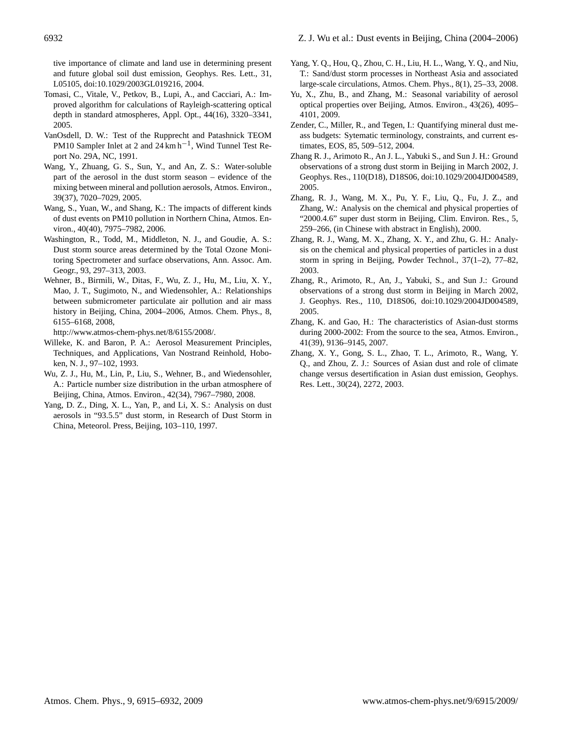tive importance of climate and land use in determining present and future global soil dust emission, Geophys. Res. Lett., 31, L05105, doi:10.1029/2003GL019216, 2004.

Tomasi, C., Vitale, V., Petkov, B., Lupi, A., and Cacciari, A.: Improved algorithm for calculations of Rayleigh-scattering optical depth in standard atmospheres, Appl. Opt., 44(16), 3320–3341, 2005.

VanOsdell, D. W.: Test of the Rupprecht and Patashnick TEOM PM10 Sampler Inlet at 2 and 24 km $h^{-1}$, Wind Tunnel Test Report No. 29A, NC, 1991.

Wang, Y., Zhuang, G. S., Sun, Y., and An, Z. S.: Water-soluble part of the aerosol in the dust storm season – evidence of the mixing between mineral and pollution aerosols, Atmos. Environ., 39(37), 7020–7029, 2005.

Wang, S., Yuan, W., and Shang, K.: The impacts of different kinds of dust events on PM10 pollution in Northern China, Atmos. Environ., 40(40), 7975–7982, 2006.

Washington, R., Todd, M., Middleton, N. J., and Goudie, A. S.: Dust storm source areas determined by the Total Ozone Monitoring Spectrometer and surface observations, Ann. Assoc. Am. Geogr., 93, 297–313, 2003.

Wehner, B., Birmili, W., Ditas, F., Wu, Z. J., Hu, M., Liu, X. Y., Mao, J. T., Sugimoto, N., and Wiedensohler, A.: Relationships between submicrometer particulate air pollution and air mass history in Beijing, China, 2004–2006, Atmos. Chem. Phys., 8, 6155–6168, 2008, http://www.atmos-chem-phys.net/8/6155/2008/.

Willeke, K. and Baron, P. A.: Aerosol Measurement Principles, Techniques, and Applications, Van Nostrand Reinhold, Hoboken, N. J., 97–102, 1993.

Wu, Z. J., Hu, M., Lin, P., Liu, S., Wehner, B., and Wiedensohler, A.: Particle number size distribution in the urban atmosphere of Beijing, China, Atmos. Environ., 42(34), 7967–7980, 2008.

Yang, D. Z., Ding, X. L., Yan, P., and Li, X. S.: Analysis on dust aerosols in "93.5.5" dust storm, in Research of Dust Storm in China, Meteorol. Press, Beijing, 103–110, 1997.

Yang, Y. Q., Hou, Q., Zhou, C. H., Liu, H. L., Wang, Y. Q., and Niu, T.: Sand/dust storm processes in Northeast Asia and associated large-scale circulations, Atmos. Chem. Phys., 8(1), 25–33, 2008.

Yu, X., Zhu, B., and Zhang, M.: Seasonal variability of aerosol optical properties over Beijing, Atmos. Environ., 43(26), 4095–4101, 2009.

Zender, C., Miller, R., and Tegen, I.: Quantifying mineral dust meass budgets: Sytematic terminology, constraints, and current estimates, EOS, 85, 509–512, 2004.

Zhang R. J., Arimoto R., An J. L., Yabuki S., and Sun J. H.: Ground observations of a strong dust storm in Beijing in March 2002, J. Geophys. Res., 110(D18), D18S06, doi:10.1029/2004JD004589, 2005.

Zhang, R. J., Wang, M. X., Pu, Y. F., Liu, Q., Fu, J. Z., and Zhang, W.: Analysis on the chemical and physical properties of "2000.4.6" super dust storm in Beijing, Clim. Environ. Res., 5, 259–266, (in Chinese with abstract in English), 2000.

Zhang, R. J., Wang, M. X., Zhang, X. Y., and Zhu, G. H.: Analysis on the chemical and physical properties of particles in a dust storm in spring in Beijing, Powder Technol., 37(1–2), 77–82, 2003.

Zhang, R., Arimoto, R., An, J., Yabuki, S., and Sun J.: Ground observations of a strong dust storm in Beijing in March 2002, J. Geophys. Res., 110, D18S06, doi:10.1029/2004JD004589, 2005.

Zhang, K. and Gao, H.: The characteristics of Asian-dust storms during 2000-2002: From the source to the sea, Atmos. Environ., 41(39), 9136–9145, 2007.

Zhang, X. Y., Gong, S. L., Zhao, T. L., Arimoto, R., Wang, Y. Q., and Zhou, Z. J.: Sources of Asian dust and role of climate change versus desertification in Asian dust emission, Geophys. Res. Lett., 30(24), 2272, 2003.